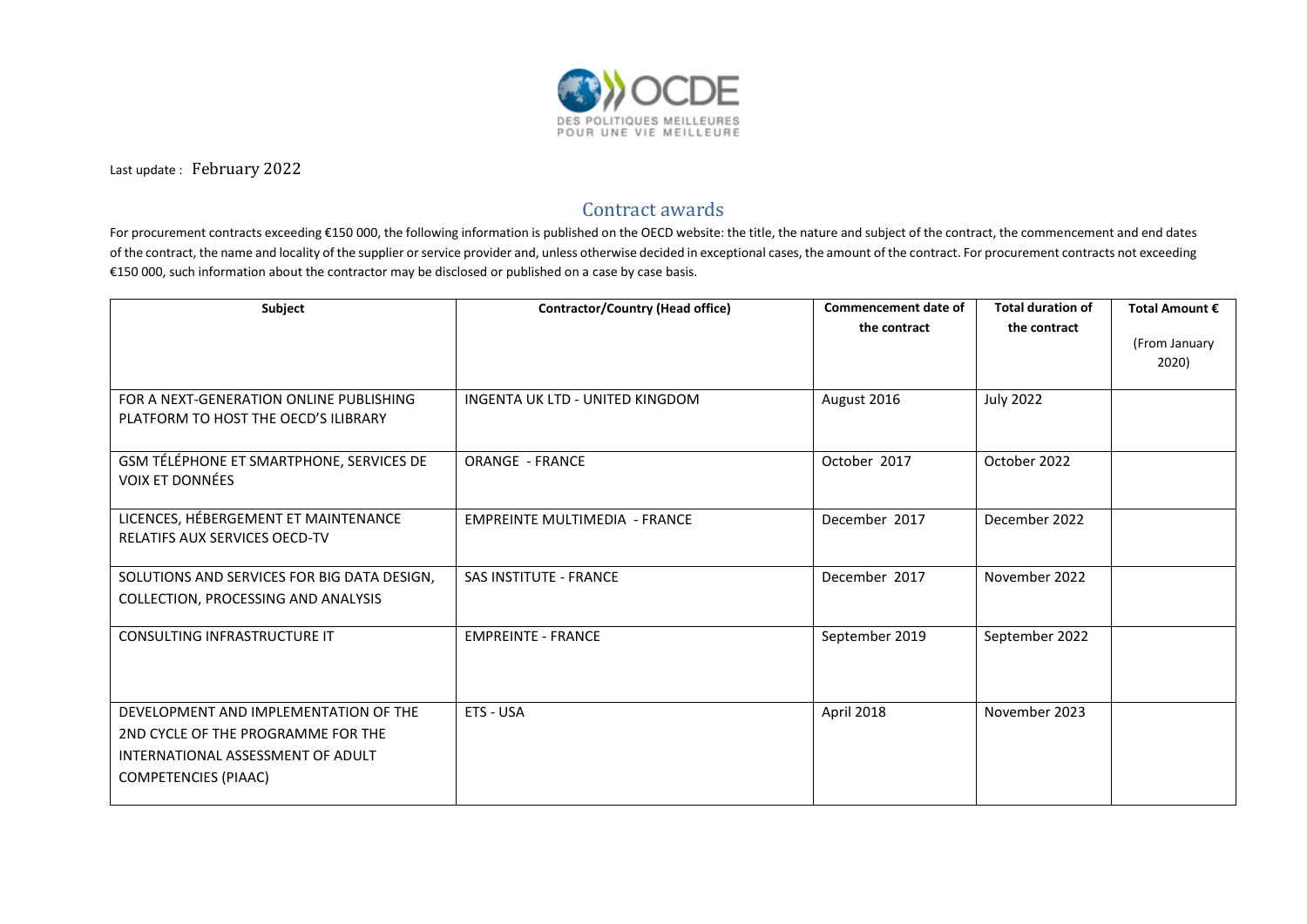Last update : February 2022

## Contract awards

For procurement contracts exceeding €150 000, the following information is published on the OECD website: the title, the nature and subject of the contract, the commencement and end dates of the contract, the name and locality of the supplier or service provider and, unless otherwise decided in exceptional cases, the amount of the contract. For procurement contracts not exceeding €150 000, such information about the contractor may be disclosed or published on a case by case basis.

| Subject | Contractor/Country (Head office) | Commencement date of the contract | Total duration of the contract | Total Amount € (From January 2020) |
|---|---|---|---|---|
| FOR A NEXT-GENERATION ONLINE PUBLISHING PLATFORM TO HOST THE OECD'S ILIBRARY | INGENTA UK LTD - UNITED KINGDOM | August 2016 | July 2022 | |
| GSM TÉLÉPHONE ET SMARTPHONE, SERVICES DE VOIX ET DONNÉES | ORANGE - FRANCE | October 2017 | October 2022 | |
| LICENCES, HÉBERGEMENT ET MAINTENANCE RELATIFS AUX SERVICES OECD-TV | EMPREINTE MULTIMEDIA - FRANCE | December 2017 | December 2022 | |
| SOLUTIONS AND SERVICES FOR BIG DATA DESIGN, COLLECTION, PROCESSING AND ANALYSIS | SAS INSTITUTE - FRANCE | December 2017 | November 2022 | |
| CONSULTING INFRASTRUCTURE IT | EMPREINTE - FRANCE | September 2019 | September 2022 | |
| DEVELOPMENT AND IMPLEMENTATION OF THE 2ND CYCLE OF THE PROGRAMME FOR THE INTERNATIONAL ASSESSMENT OF ADULT COMPETENCIES (PIAAC) | ETS - USA | April 2018 | November 2023 | |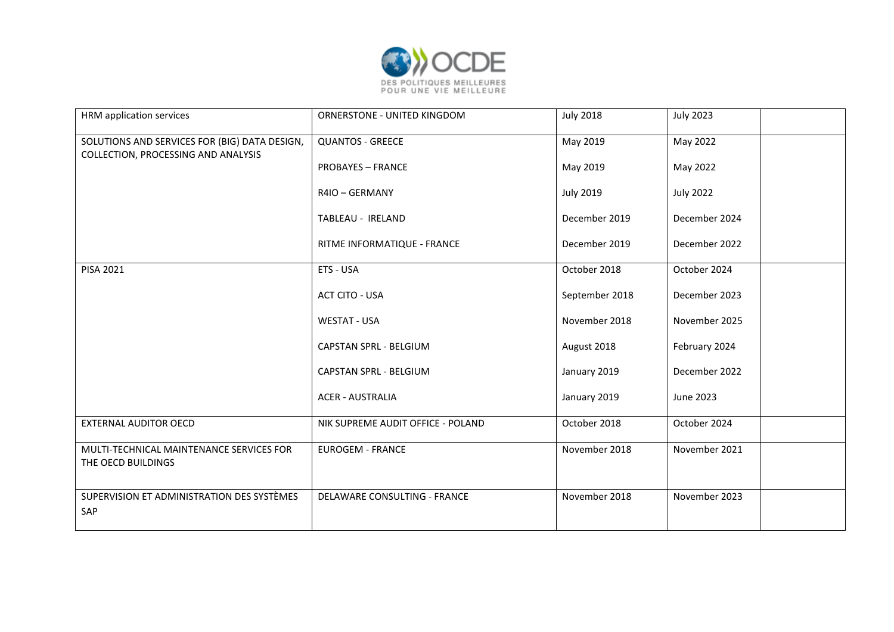| HRM application services | ORNERSTONE - UNITED KINGDOM | July 2018 | July 2023 | |
|---|---|---|---|---|
| SOLUTIONS AND SERVICES FOR (BIG) DATA DESIGN, COLLECTION, PROCESSING AND ANALYSIS | QUANTOS - GREECE | May 2019 | May 2022 | |
| | PROBAYES – FRANCE | May 2019 | May 2022 | |
| | R4IO – GERMANY | July 2019 | July 2022 | |
| | TABLEAU - IRELAND | December 2019 | December 2024 | |
| | RITME INFORMATIQUE - FRANCE | December 2019 | December 2022 | |
| PISA 2021 | ETS - USA | October 2018 | October 2024 | |
| | ACT CITO - USA | September 2018 | December 2023 | |
| | WESTAT - USA | November 2018 | November 2025 | |
| | CAPSTAN SPRL - BELGIUM | August 2018 | February 2024 | |
| | CAPSTAN SPRL - BELGIUM | January 2019 | December 2022 | |
| | ACER - AUSTRALIA | January 2019 | June 2023 | |
| EXTERNAL AUDITOR OECD | NIK SUPREME AUDIT OFFICE - POLAND | October 2018 | October 2024 | |
| MULTI-TECHNICAL MAINTENANCE SERVICES FOR THE OECD BUILDINGS | EUROGEM - FRANCE | November 2018 | November 2021 | |
| SUPERVISION ET ADMINISTRATION DES SYSTÈMES SAP | DELAWARE CONSULTING - FRANCE | November 2018 | November 2023 | |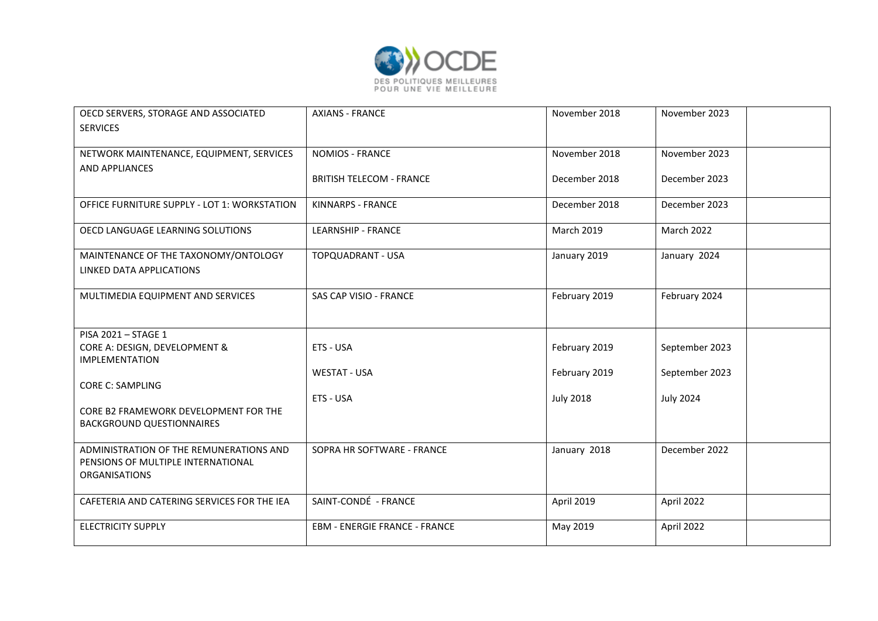| | | | | |
|---|---|---|---|---|
| OECD SERVERS, STORAGE AND ASSOCIATED SERVICES | AXIANS - FRANCE | November 2018 | November 2023 | |
| NETWORK MAINTENANCE, EQUIPMENT, SERVICES AND APPLIANCES | NOMIOS - FRANCE<br><br>BRITISH TELECOM - FRANCE | November 2018<br><br>December 2018 | November 2023<br><br>December 2023 | |
| OFFICE FURNITURE SUPPLY - LOT 1: WORKSTATION | KINNARPS - FRANCE | December 2018 | December 2023 | |
| OECD LANGUAGE LEARNING SOLUTIONS | LEARNSHIP - FRANCE | March 2019 | March 2022 | |
| MAINTENANCE OF THE TAXONOMY/ONTOLOGY LINKED DATA APPLICATIONS | TOPQUADRANT - USA | January 2019 | January 2024 | |
| MULTIMEDIA EQUIPMENT AND SERVICES | SAS CAP VISIO - FRANCE | February 2019 | February 2024 | |
| PISA 2021 – STAGE 1<br>CORE A: DESIGN, DEVELOPMENT & IMPLEMENTATION<br><br>CORE C: SAMPLING<br><br>CORE B2 FRAMEWORK DEVELOPMENT FOR THE BACKGROUND QUESTIONNAIRES | ETS - USA<br><br>WESTAT - USA<br><br>ETS - USA | February 2019<br><br>February 2019<br><br>July 2018 | September 2023<br><br>September 2023<br><br>July 2024 | |
| ADMINISTRATION OF THE REMUNERATIONS AND PENSIONS OF MULTIPLE INTERNATIONAL ORGANISATIONS | SOPRA HR SOFTWARE - FRANCE | January 2018 | December 2022 | |
| CAFETERIA AND CATERING SERVICES FOR THE IEA | SAINT-CONDÉ - FRANCE | April 2019 | April 2022 | |
| ELECTRICITY SUPPLY | EBM - ENERGIE FRANCE - FRANCE | May 2019 | April 2022 | |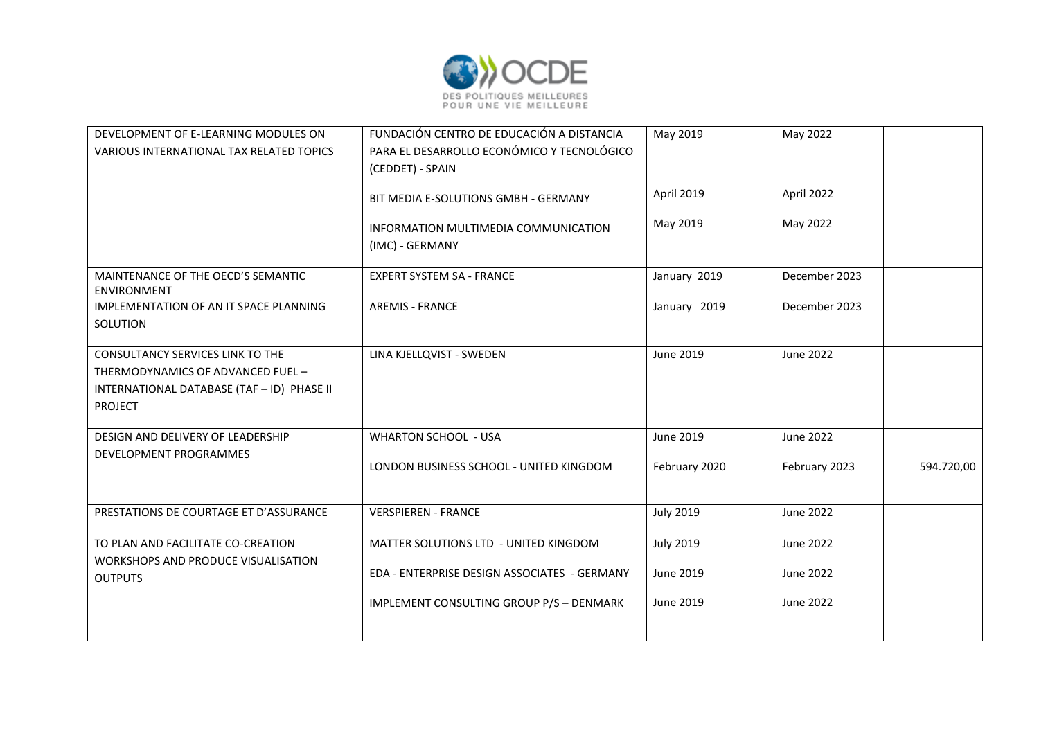| | | | | |
|---|---|---|---|---|
| DEVELOPMENT OF E-LEARNING MODULES ON VARIOUS INTERNATIONAL TAX RELATED TOPICS | FUNDACIÓN CENTRO DE EDUCACIÓN A DISTANCIA PARA EL DESARROLLO ECONÓMICO Y TECNOLÓGICO (CEDDET) - SPAIN<br><br>BIT MEDIA E-SOLUTIONS GMBH - GERMANY<br><br>INFORMATION MULTIMEDIA COMMUNICATION (IMC) - GERMANY | May 2019<br><br>April 2019<br><br>May 2019 | May 2022<br><br>April 2022<br><br>May 2022 | |
| MAINTENANCE OF THE OECD'S SEMANTIC ENVIRONMENT | EXPERT SYSTEM SA - FRANCE | January 2019 | December 2023 | |
| IMPLEMENTATION OF AN IT SPACE PLANNING SOLUTION | AREMIS - FRANCE | January 2019 | December 2023 | |
| CONSULTANCY SERVICES LINK TO THE THERMODYNAMICS OF ADVANCED FUEL – INTERNATIONAL DATABASE (TAF – ID) PHASE II PROJECT | LINA KJELLQVIST - SWEDEN | June 2019 | June 2022 | |
| DESIGN AND DELIVERY OF LEADERSHIP DEVELOPMENT PROGRAMMES | WHARTON SCHOOL - USA<br><br>LONDON BUSINESS SCHOOL - UNITED KINGDOM | June 2019<br><br>February 2020 | June 2022<br><br>February 2023 | <br><br>594.720,00 |
| PRESTATIONS DE COURTAGE ET D'ASSURANCE | VERSPIEREN - FRANCE | July 2019 | June 2022 | |
| TO PLAN AND FACILITATE CO-CREATION WORKSHOPS AND PRODUCE VISUALISATION OUTPUTS | MATTER SOLUTIONS LTD - UNITED KINGDOM<br><br>EDA - ENTERPRISE DESIGN ASSOCIATES - GERMANY<br><br>IMPLEMENT CONSULTING GROUP P/S – DENMARK | July 2019<br><br>June 2019<br><br>June 2019 | June 2022<br><br>June 2022<br><br>June 2022 | |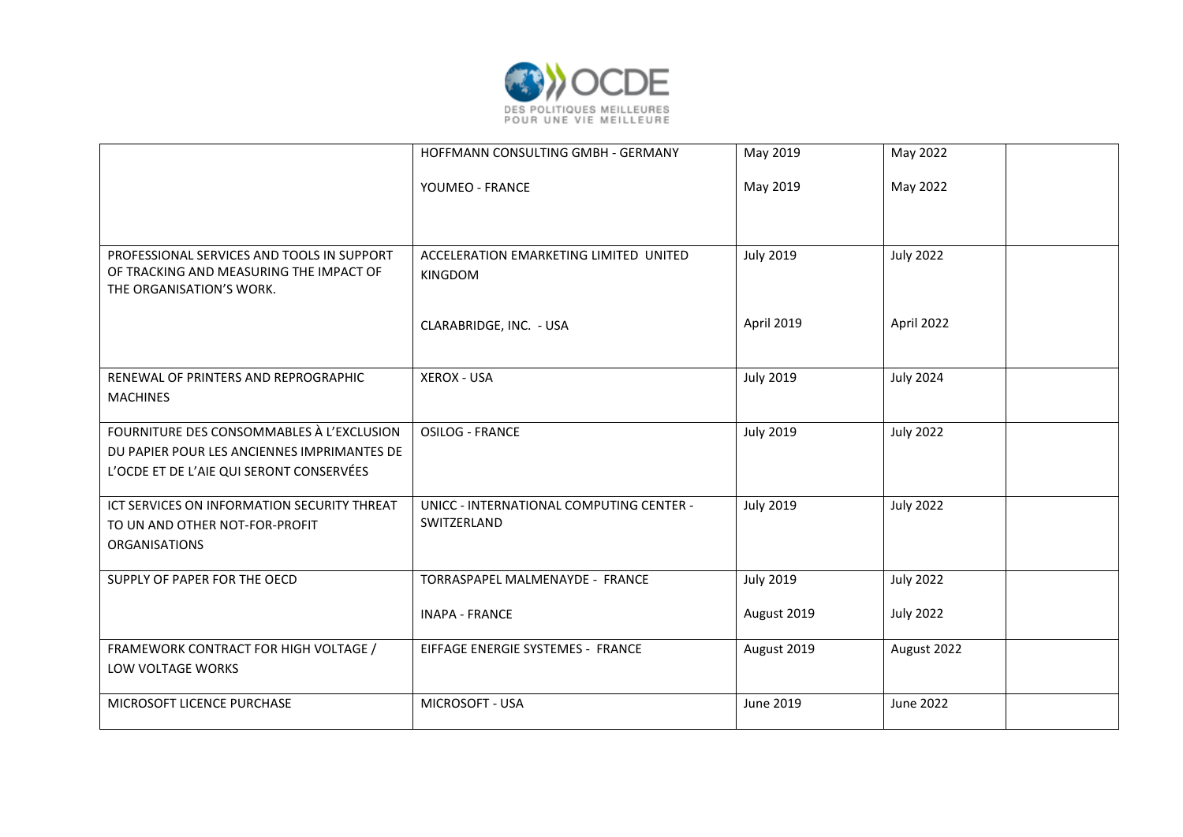| | | | | |
|---|---|---|---|---|
| | HOFFMANN CONSULTING GMBH - GERMANY | May 2019 | May 2022 | |
| | YOUMEO - FRANCE | May 2019 | May 2022 | |
| PROFESSIONAL SERVICES AND TOOLS IN SUPPORT OF TRACKING AND MEASURING THE IMPACT OF THE ORGANISATION'S WORK. | ACCELERATION EMARKETING LIMITED UNITED KINGDOM | July 2019 | July 2022 | |
| | CLARABRIDGE, INC. - USA | April 2019 | April 2022 | |
| RENEWAL OF PRINTERS AND REPROGRAPHIC MACHINES | XEROX - USA | July 2019 | July 2024 | |
| FOURNITURE DES CONSOMMABLES À L'EXCLUSION DU PAPIER POUR LES ANCIENNES IMPRIMANTES DE L'OCDE ET DE L'AIE QUI SERONT CONSERVÉES | OSILOG - FRANCE | July 2019 | July 2022 | |
| ICT SERVICES ON INFORMATION SECURITY THREAT TO UN AND OTHER NOT-FOR-PROFIT ORGANISATIONS | UNICC - INTERNATIONAL COMPUTING CENTER - SWITZERLAND | July 2019 | July 2022 | |
| SUPPLY OF PAPER FOR THE OECD | TORRASPAPEL MALMENAYDE - FRANCE | July 2019 | July 2022 | |
| | INAPA - FRANCE | August 2019 | July 2022 | |
| FRAMEWORK CONTRACT FOR HIGH VOLTAGE / LOW VOLTAGE WORKS | EIFFAGE ENERGIE SYSTEMES - FRANCE | August 2019 | August 2022 | |
| MICROSOFT LICENCE PURCHASE | MICROSOFT - USA | June 2019 | June 2022 | |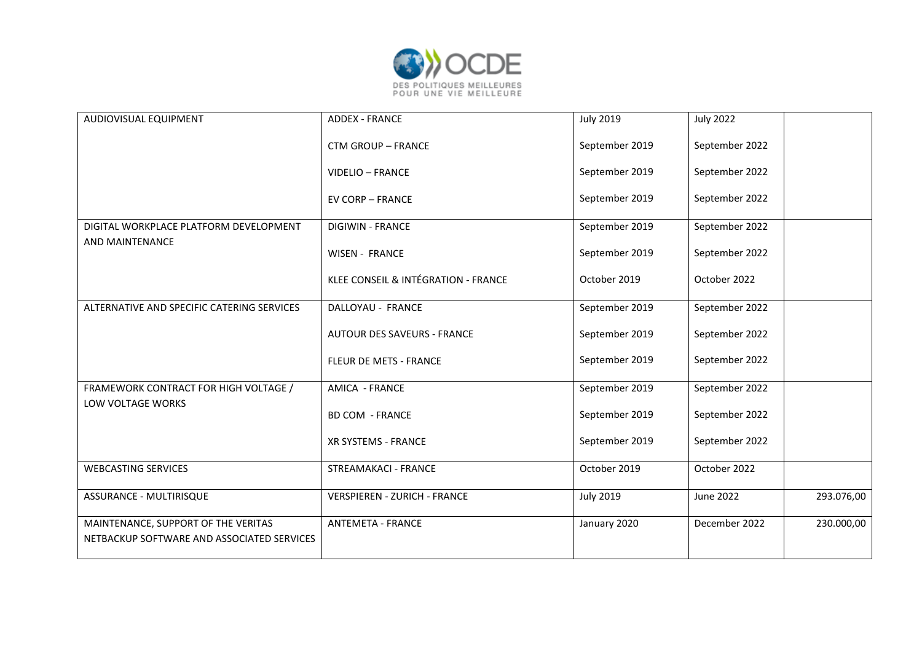| | | | | |
|---|---|---|---|---|
| AUDIOVISUAL EQUIPMENT | ADDEX - FRANCE | July 2019 | July 2022 | |
| | CTM GROUP – FRANCE | September 2019 | September 2022 | |
| | VIDELIO – FRANCE | September 2019 | September 2022 | |
| | EV CORP – FRANCE | September 2019 | September 2022 | |
| DIGITAL WORKPLACE PLATFORM DEVELOPMENT AND MAINTENANCE | DIGIWIN - FRANCE | September 2019 | September 2022 | |
| | WISEN - FRANCE | September 2019 | September 2022 | |
| | KLEE CONSEIL & INTÉGRATION - FRANCE | October 2019 | October 2022 | |
| ALTERNATIVE AND SPECIFIC CATERING SERVICES | DALLOYAU - FRANCE | September 2019 | September 2022 | |
| | AUTOUR DES SAVEURS - FRANCE | September 2019 | September 2022 | |
| | FLEUR DE METS - FRANCE | September 2019 | September 2022 | |
| FRAMEWORK CONTRACT FOR HIGH VOLTAGE / LOW VOLTAGE WORKS | AMICA - FRANCE | September 2019 | September 2022 | |
| | BD COM - FRANCE | September 2019 | September 2022 | |
| | XR SYSTEMS - FRANCE | September 2019 | September 2022 | |
| WEBCASTING SERVICES | STREAMAKACI - FRANCE | October 2019 | October 2022 | |
| ASSURANCE - MULTIRISQUE | VERSPIEREN - ZURICH - FRANCE | July 2019 | June 2022 | 293.076,00 |
| MAINTENANCE, SUPPORT OF THE VERITAS NETBACKUP SOFTWARE AND ASSOCIATED SERVICES | ANTEMETA - FRANCE | January 2020 | December 2022 | 230.000,00 |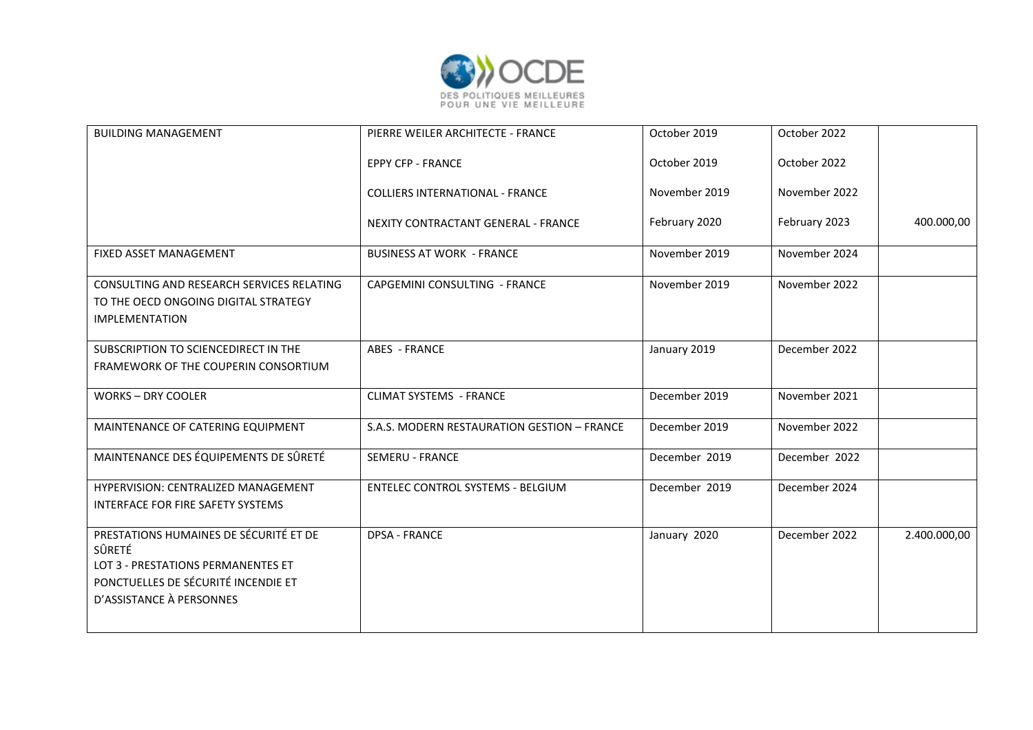| | | | | |
|---|---|---|---|---|
| BUILDING MANAGEMENT | PIERRE WEILER ARCHITECTE - FRANCE | October 2019 | October 2022 | |
| | EPPY CFP - FRANCE | October 2019 | October 2022 | |
| | COLLIERS INTERNATIONAL - FRANCE | November 2019 | November 2022 | |
| | NEXITY CONTRACTANT GENERAL - FRANCE | February 2020 | February 2023 | 400.000,00 |
| FIXED ASSET MANAGEMENT | BUSINESS AT WORK - FRANCE | November 2019 | November 2024 | |
| CONSULTING AND RESEARCH SERVICES RELATING TO THE OECD ONGOING DIGITAL STRATEGY IMPLEMENTATION | CAPGEMINI CONSULTING - FRANCE | November 2019 | November 2022 | |
| SUBSCRIPTION TO SCIENCEDIRECT IN THE FRAMEWORK OF THE COUPERIN CONSORTIUM | ABES - FRANCE | January 2019 | December 2022 | |
| WORKS – DRY COOLER | CLIMAT SYSTEMS - FRANCE | December 2019 | November 2021 | |
| MAINTENANCE OF CATERING EQUIPMENT | S.A.S. MODERN RESTAURATION GESTION – FRANCE | December 2019 | November 2022 | |
| MAINTENANCE DES ÉQUIPEMENTS DE SÛRETÉ | SEMERU - FRANCE | December 2019 | December 2022 | |
| HYPERVISION: CENTRALIZED MANAGEMENT INTERFACE FOR FIRE SAFETY SYSTEMS | ENTELEC CONTROL SYSTEMS - BELGIUM | December 2019 | December 2024 | |
| PRESTATIONS HUMAINES DE SÉCURITÉ ET DE SÛRETÉ<br>LOT 3 - PRESTATIONS PERMANENTES ET PONCTUELLES DE SÉCURITÉ INCENDIE ET D'ASSISTANCE À PERSONNES | DPSA - FRANCE | January 2020 | December 2022 | 2.400.000,00 |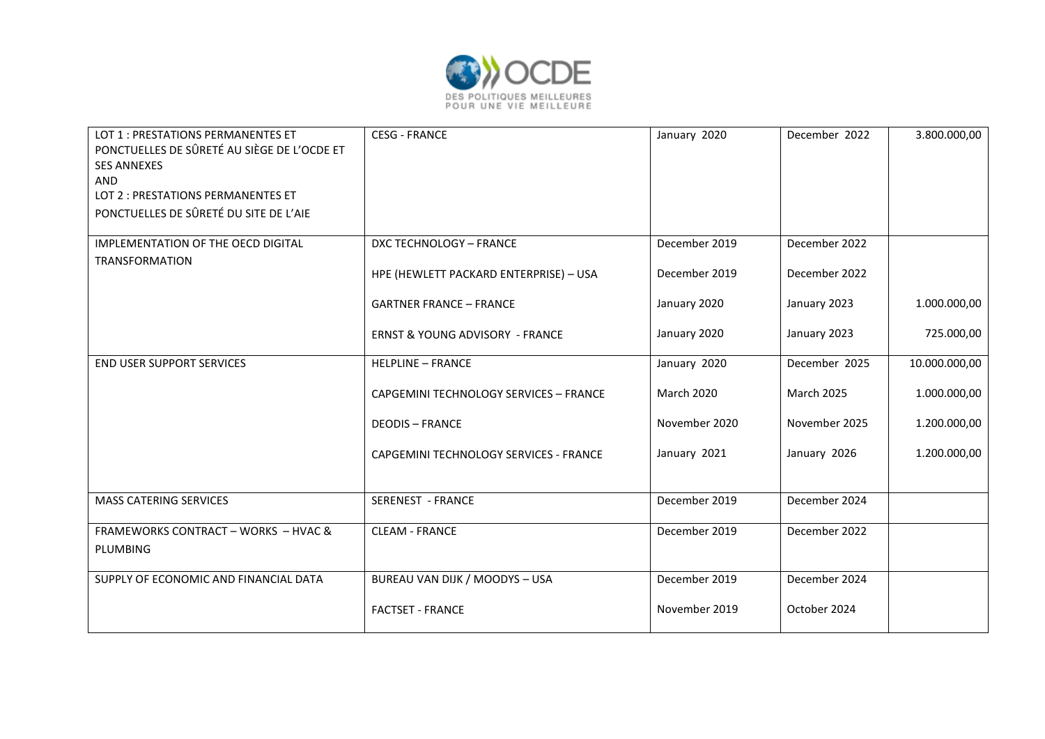| | | | | |
|---|---|---|---|---|
| LOT 1 : PRESTATIONS PERMANENTES ET PONCTUELLES DE SÛRETÉ AU SIÈGE DE L'OCDE ET SES ANNEXES<br>AND<br>LOT 2 : PRESTATIONS PERMANENTES ET PONCTUELLES DE SÛRETÉ DU SITE DE L'AIE | CESG - FRANCE | January 2020 | December 2022 | 3.800.000,00 |
| IMPLEMENTATION OF THE OECD DIGITAL TRANSFORMATION | DXC TECHNOLOGY – FRANCE | December 2019 | December 2022 | |
| | HPE (HEWLETT PACKARD ENTERPRISE) – USA | December 2019 | December 2022 | |
| | GARTNER FRANCE – FRANCE | January 2020 | January 2023 | 1.000.000,00 |
| | ERNST & YOUNG ADVISORY - FRANCE | January 2020 | January 2023 | 725.000,00 |
| END USER SUPPORT SERVICES | HELPLINE – FRANCE | January 2020 | December 2025 | 10.000.000,00 |
| | CAPGEMINI TECHNOLOGY SERVICES – FRANCE | March 2020 | March 2025 | 1.000.000,00 |
| | DEODIS – FRANCE | November 2020 | November 2025 | 1.200.000,00 |
| | CAPGEMINI TECHNOLOGY SERVICES - FRANCE | January 2021 | January 2026 | 1.200.000,00 |
| MASS CATERING SERVICES | SERENEST - FRANCE | December 2019 | December 2024 | |
| FRAMEWORKS CONTRACT – WORKS – HVAC & PLUMBING | CLEAM - FRANCE | December 2019 | December 2022 | |
| SUPPLY OF ECONOMIC AND FINANCIAL DATA | BUREAU VAN DIJK / MOODYS – USA | December 2019 | December 2024 | |
| | FACTSET - FRANCE | November 2019 | October 2024 | |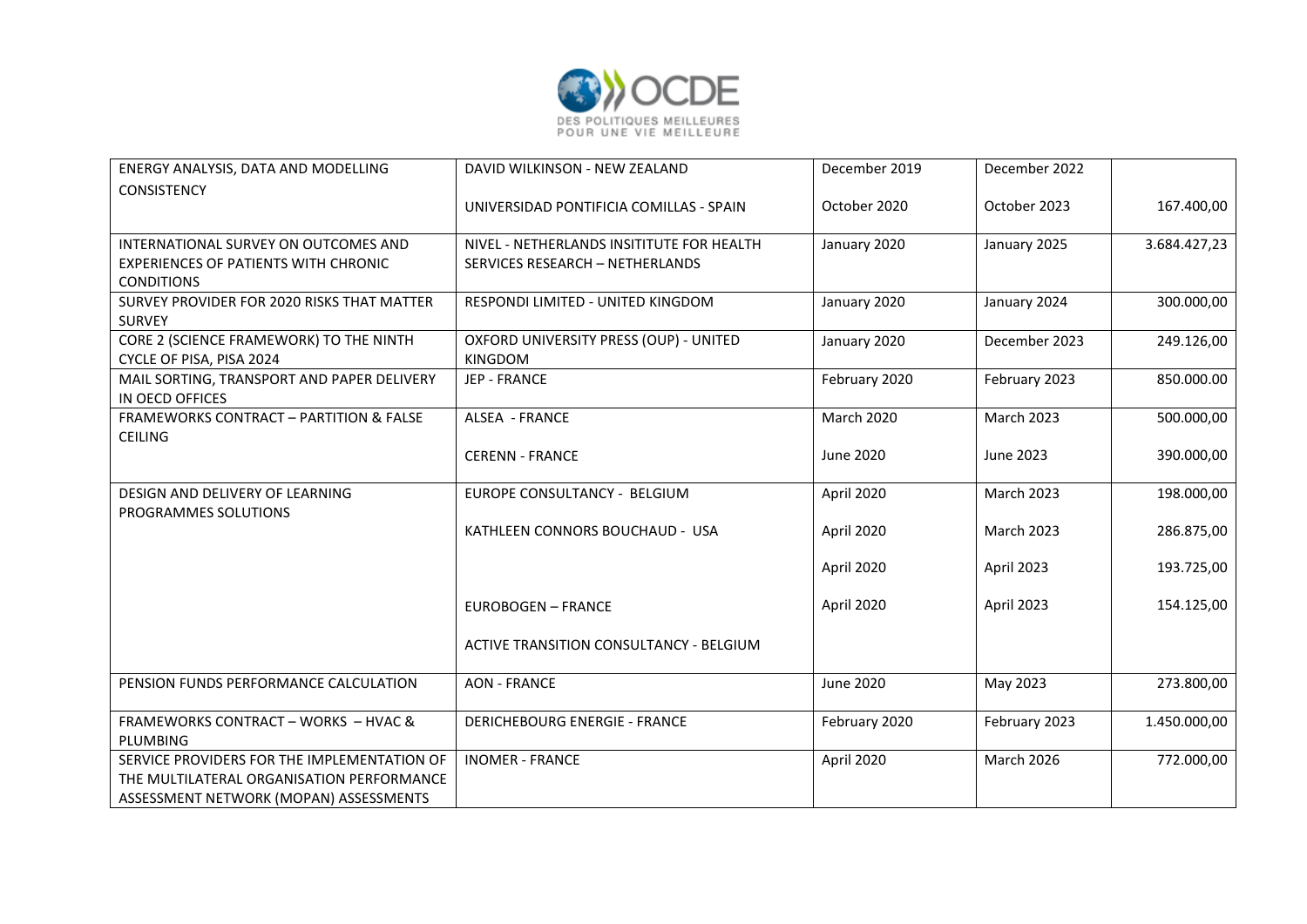| ENERGY ANALYSIS, DATA AND MODELLING CONSISTENCY | DAVID WILKINSON - NEW ZEALAND | December 2019 | December 2022 | |
|---|---|---|---|---|
| | UNIVERSIDAD PONTIFICIA COMILLAS - SPAIN | October 2020 | October 2023 | 167.400,00 |
| INTERNATIONAL SURVEY ON OUTCOMES AND EXPERIENCES OF PATIENTS WITH CHRONIC CONDITIONS | NIVEL - NETHERLANDS INSITITUTE FOR HEALTH SERVICES RESEARCH – NETHERLANDS | January 2020 | January 2025 | 3.684.427,23 |
| SURVEY PROVIDER FOR 2020 RISKS THAT MATTER SURVEY | RESPONDI LIMITED - UNITED KINGDOM | January 2020 | January 2024 | 300.000,00 |
| CORE 2 (SCIENCE FRAMEWORK) TO THE NINTH CYCLE OF PISA, PISA 2024 | OXFORD UNIVERSITY PRESS (OUP) - UNITED KINGDOM | January 2020 | December 2023 | 249.126,00 |
| MAIL SORTING, TRANSPORT AND PAPER DELIVERY IN OECD OFFICES | JEP - FRANCE | February 2020 | February 2023 | 850.000.00 |
| FRAMEWORKS CONTRACT – PARTITION & FALSE CEILING | ALSEA - FRANCE | March 2020 | March 2023 | 500.000,00 |
| | CERENN - FRANCE | June 2020 | June 2023 | 390.000,00 |
| DESIGN AND DELIVERY OF LEARNING PROGRAMMES SOLUTIONS | EUROPE CONSULTANCY - BELGIUM | April 2020 | March 2023 | 198.000,00 |
| | KATHLEEN CONNORS BOUCHAUD - USA | April 2020 | March 2023 | 286.875,00 |
| | | April 2020 | April 2023 | 193.725,00 |
| | EUROBOGEN – FRANCE | April 2020 | April 2023 | 154.125,00 |
| | ACTIVE TRANSITION CONSULTANCY - BELGIUM | | | |
| PENSION FUNDS PERFORMANCE CALCULATION | AON - FRANCE | June 2020 | May 2023 | 273.800,00 |
| FRAMEWORKS CONTRACT – WORKS – HVAC & PLUMBING | DERICHEBOURG ENERGIE - FRANCE | February 2020 | February 2023 | 1.450.000,00 |
| SERVICE PROVIDERS FOR THE IMPLEMENTATION OF THE MULTILATERAL ORGANISATION PERFORMANCE ASSESSMENT NETWORK (MOPAN) ASSESSMENTS | INOMER - FRANCE | April 2020 | March 2026 | 772.000,00 |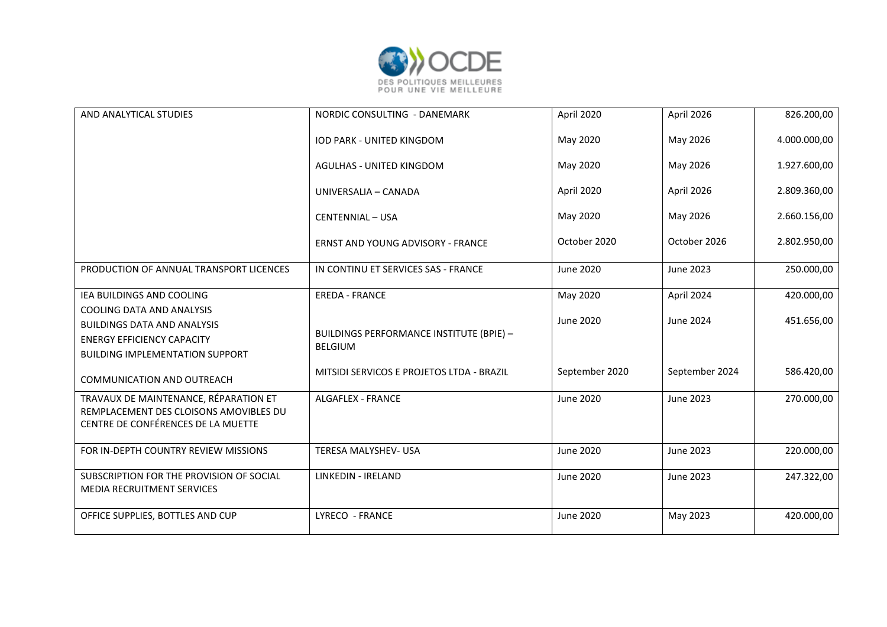| | | | | |
|---|---|---|---|---|
| AND ANALYTICAL STUDIES | NORDIC CONSULTING - DANEMARK | April 2020 | April 2026 | 826.200,00 |
| | IOD PARK - UNITED KINGDOM | May 2020 | May 2026 | 4.000.000,00 |
| | AGULHAS - UNITED KINGDOM | May 2020 | May 2026 | 1.927.600,00 |
| | UNIVERSALIA – CANADA | April 2020 | April 2026 | 2.809.360,00 |
| | CENTENNIAL – USA | May 2020 | May 2026 | 2.660.156,00 |
| | ERNST AND YOUNG ADVISORY - FRANCE | October 2020 | October 2026 | 2.802.950,00 |
| PRODUCTION OF ANNUAL TRANSPORT LICENCES | IN CONTINU ET SERVICES SAS - FRANCE | June 2020 | June 2023 | 250.000,00 |
| IEA BUILDINGS AND COOLING | EREDA - FRANCE | May 2020 | April 2024 | 420.000,00 |
| COOLING DATA AND ANALYSIS<br>BUILDINGS DATA AND ANALYSIS<br>ENERGY EFFICIENCY CAPACITY<br>BUILDING IMPLEMENTATION SUPPORT | BUILDINGS PERFORMANCE INSTITUTE (BPIE) – BELGIUM | June 2020 | June 2024 | 451.656,00 |
| COMMUNICATION AND OUTREACH | MITSIDI SERVICOS E PROJETOS LTDA - BRAZIL | September 2020 | September 2024 | 586.420,00 |
| TRAVAUX DE MAINTENANCE, RÉPARATION ET REMPLACEMENT DES CLOISONS AMOVIBLES DU CENTRE DE CONFÉRENCES DE LA MUETTE | ALGAFLEX - FRANCE | June 2020 | June 2023 | 270.000,00 |
| FOR IN-DEPTH COUNTRY REVIEW MISSIONS | TERESA MALYSHEV- USA | June 2020 | June 2023 | 220.000,00 |
| SUBSCRIPTION FOR THE PROVISION OF SOCIAL MEDIA RECRUITMENT SERVICES | LINKEDIN - IRELAND | June 2020 | June 2023 | 247.322,00 |
| OFFICE SUPPLIES, BOTTLES AND CUP | LYRECO - FRANCE | June 2020 | May 2023 | 420.000,00 |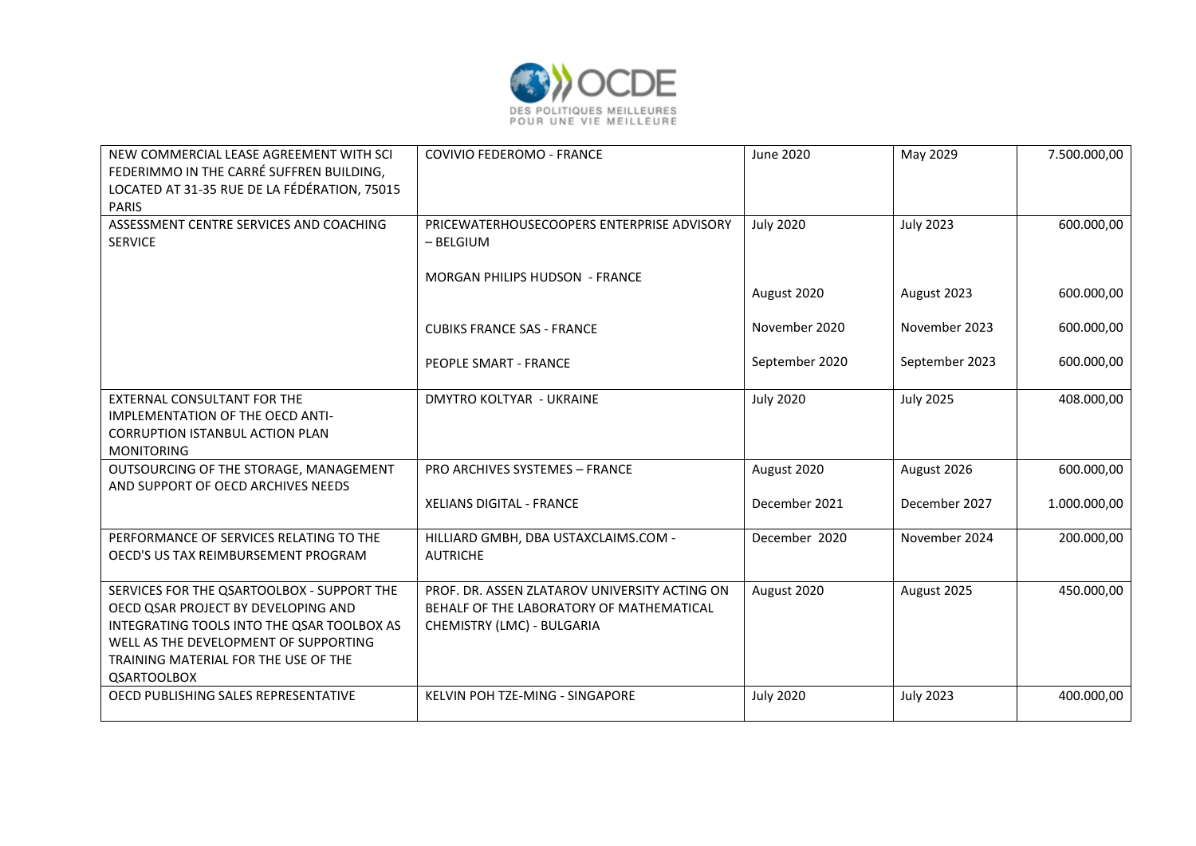| | | | | |
|---|---|---|---|---|
| NEW COMMERCIAL LEASE AGREEMENT WITH SCI FEDERIMMO IN THE CARRÉ SUFFREN BUILDING, LOCATED AT 31-35 RUE DE LA FÉDÉRATION, 75015 PARIS | COVIVIO FEDEROMO - FRANCE | June 2020 | May 2029 | 7.500.000,00 |
| ASSESSMENT CENTRE SERVICES AND COACHING SERVICE | PRICEWATERHOUSECOOPERS ENTERPRISE ADVISORY – BELGIUM | July 2020 | July 2023 | 600.000,00 |
| | MORGAN PHILIPS HUDSON - FRANCE | August 2020 | August 2023 | 600.000,00 |
| | CUBIKS FRANCE SAS - FRANCE | November 2020 | November 2023 | 600.000,00 |
| | PEOPLE SMART - FRANCE | September 2020 | September 2023 | 600.000,00 |
| EXTERNAL CONSULTANT FOR THE IMPLEMENTATION OF THE OECD ANTI-CORRUPTION ISTANBUL ACTION PLAN MONITORING | DMYTRO KOLTYAR - UKRAINE | July 2020 | July 2025 | 408.000,00 |
| OUTSOURCING OF THE STORAGE, MANAGEMENT AND SUPPORT OF OECD ARCHIVES NEEDS | PRO ARCHIVES SYSTEMES – FRANCE | August 2020 | August 2026 | 600.000,00 |
| | XELIANS DIGITAL - FRANCE | December 2021 | December 2027 | 1.000.000,00 |
| PERFORMANCE OF SERVICES RELATING TO THE OECD'S US TAX REIMBURSEMENT PROGRAM | HILLIARD GMBH, DBA USTAXCLAIMS.COM - AUTRICHE | December 2020 | November 2024 | 200.000,00 |
| SERVICES FOR THE QSARTOOLBOX - SUPPORT THE OECD QSAR PROJECT BY DEVELOPING AND INTEGRATING TOOLS INTO THE QSAR TOOLBOX AS WELL AS THE DEVELOPMENT OF SUPPORTING TRAINING MATERIAL FOR THE USE OF THE QSARTOOLBOX | PROF. DR. ASSEN ZLATAROV UNIVERSITY ACTING ON BEHALF OF THE LABORATORY OF MATHEMATICAL CHEMISTRY (LMC) - BULGARIA | August 2020 | August 2025 | 450.000,00 |
| OECD PUBLISHING SALES REPRESENTATIVE | KELVIN POH TZE-MING - SINGAPORE | July 2020 | July 2023 | 400.000,00 |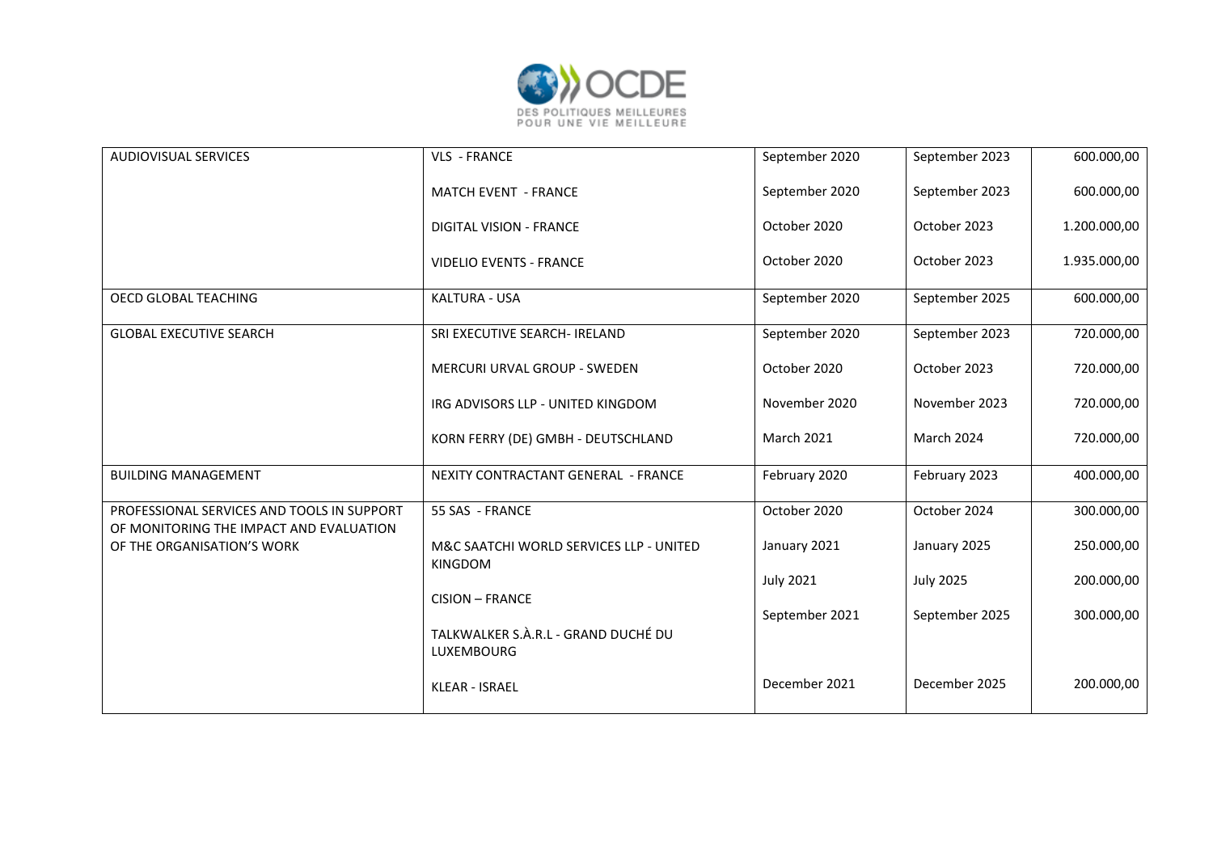| | | | | |
|---|---|---|---|---|
| AUDIOVISUAL SERVICES | VLS - FRANCE | September 2020 | September 2023 | 600.000,00 |
| | MATCH EVENT - FRANCE | September 2020 | September 2023 | 600.000,00 |
| | DIGITAL VISION - FRANCE | October 2020 | October 2023 | 1.200.000,00 |
| | VIDELIO EVENTS - FRANCE | October 2020 | October 2023 | 1.935.000,00 |
| OECD GLOBAL TEACHING | KALTURA - USA | September 2020 | September 2025 | 600.000,00 |
| GLOBAL EXECUTIVE SEARCH | SRI EXECUTIVE SEARCH- IRELAND | September 2020 | September 2023 | 720.000,00 |
| | MERCURI URVAL GROUP - SWEDEN | October 2020 | October 2023 | 720.000,00 |
| | IRG ADVISORS LLP - UNITED KINGDOM | November 2020 | November 2023 | 720.000,00 |
| | KORN FERRY (DE) GMBH - DEUTSCHLAND | March 2021 | March 2024 | 720.000,00 |
| BUILDING MANAGEMENT | NEXITY CONTRACTANT GENERAL - FRANCE | February 2020 | February 2023 | 400.000,00 |
| PROFESSIONAL SERVICES AND TOOLS IN SUPPORT OF MONITORING THE IMPACT AND EVALUATION OF THE ORGANISATION'S WORK | 55 SAS - FRANCE | October 2020 | October 2024 | 300.000,00 |
| | M&C SAATCHI WORLD SERVICES LLP - UNITED KINGDOM | January 2021 | January 2025 | 250.000,00 |
| | CISION – FRANCE | July 2021 | July 2025 | 200.000,00 |
| | TALKWALKER S.À.R.L - GRAND DUCHÉ DU LUXEMBOURG | September 2021 | September 2025 | 300.000,00 |
| | KLEAR - ISRAEL | December 2021 | December 2025 | 200.000,00 |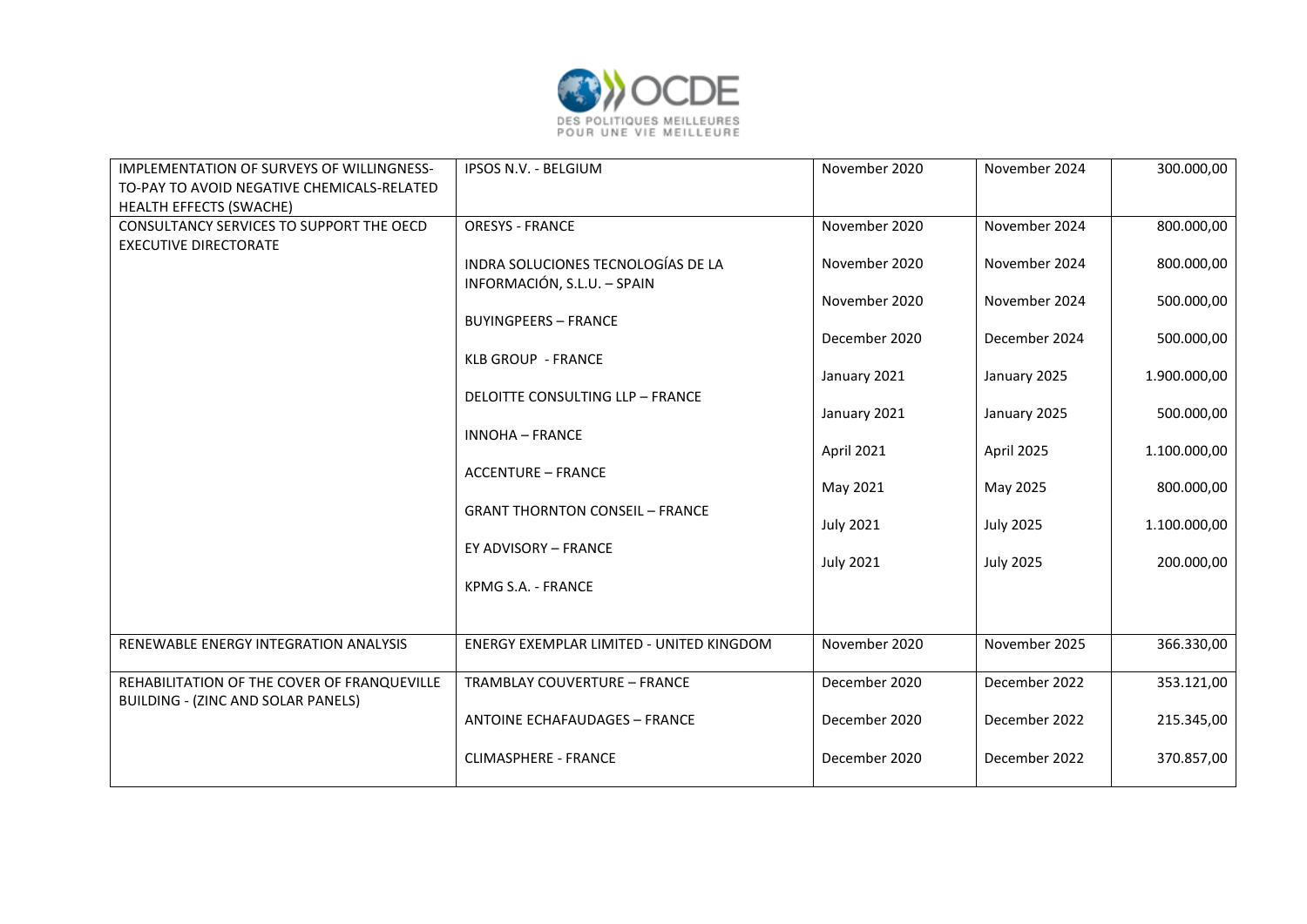| | | | | |
|---|---|---|---|---|
| IMPLEMENTATION OF SURVEYS OF WILLINGNESS-TO-PAY TO AVOID NEGATIVE CHEMICALS-RELATED HEALTH EFFECTS (SWACHE) | IPSOS N.V. - BELGIUM | November 2020 | November 2024 | 300.000,00 |
| CONSULTANCY SERVICES TO SUPPORT THE OECD EXECUTIVE DIRECTORATE | ORESYS - FRANCE | November 2020 | November 2024 | 800.000,00 |
| | INDRA SOLUCIONES TECNOLOGÍAS DE LA INFORMACIÓN, S.L.U. – SPAIN | November 2020 | November 2024 | 800.000,00 |
| | BUYINGPEERS – FRANCE | November 2020 | November 2024 | 500.000,00 |
| | KLB GROUP - FRANCE | December 2020 | December 2024 | 500.000,00 |
| | DELOITTE CONSULTING LLP – FRANCE | January 2021 | January 2025 | 1.900.000,00 |
| | INNOHA – FRANCE | January 2021 | January 2025 | 500.000,00 |
| | ACCENTURE – FRANCE | April 2021 | April 2025 | 1.100.000,00 |
| | GRANT THORNTON CONSEIL – FRANCE | May 2021 | May 2025 | 800.000,00 |
| | EY ADVISORY – FRANCE | July 2021 | July 2025 | 1.100.000,00 |
| | KPMG S.A. - FRANCE | July 2021 | July 2025 | 200.000,00 |
| RENEWABLE ENERGY INTEGRATION ANALYSIS | ENERGY EXEMPLAR LIMITED - UNITED KINGDOM | November 2020 | November 2025 | 366.330,00 |
| REHABILITATION OF THE COVER OF FRANQUEVILLE BUILDING - (ZINC AND SOLAR PANELS) | TRAMBLAY COUVERTURE – FRANCE | December 2020 | December 2022 | 353.121,00 |
| | ANTOINE ECHAFAUDAGES – FRANCE | December 2020 | December 2022 | 215.345,00 |
| | CLIMASPHERE - FRANCE | December 2020 | December 2022 | 370.857,00 |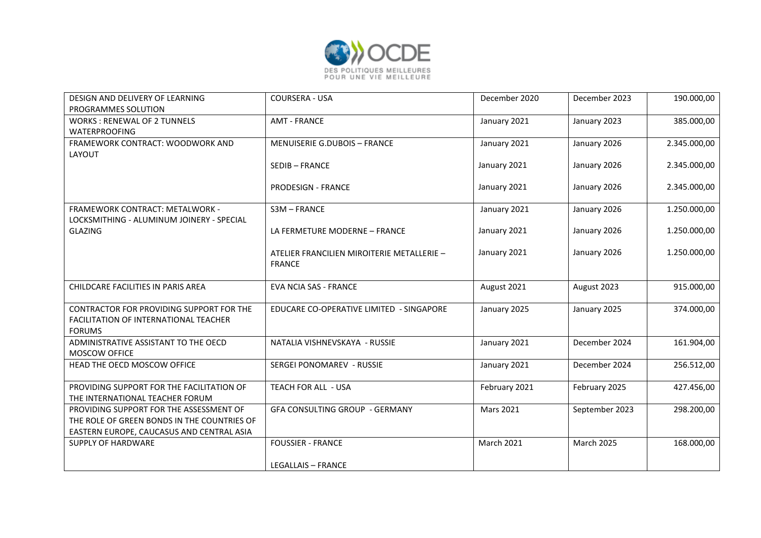| DESIGN AND DELIVERY OF LEARNING PROGRAMMES SOLUTION | COURSERA - USA | December 2020 | December 2023 | 190.000,00 |
|---|---|---|---|---|
| WORKS : RENEWAL OF 2 TUNNELS WATERPROOFING | AMT - FRANCE | January 2021 | January 2023 | 385.000,00 |
| FRAMEWORK CONTRACT: WOODWORK AND LAYOUT | MENUISERIE G.DUBOIS – FRANCE | January 2021 | January 2026 | 2.345.000,00 |
| | SEDIB – FRANCE | January 2021 | January 2026 | 2.345.000,00 |
| | PRODESIGN - FRANCE | January 2021 | January 2026 | 2.345.000,00 |
| FRAMEWORK CONTRACT: METALWORK - LOCKSMITHING - ALUMINUM JOINERY - SPECIAL GLAZING | S3M – FRANCE | January 2021 | January 2026 | 1.250.000,00 |
| | LA FERMETURE MODERNE – FRANCE | January 2021 | January 2026 | 1.250.000,00 |
| | ATELIER FRANCILIEN MIROITERIE METALLERIE – FRANCE | January 2021 | January 2026 | 1.250.000,00 |
| CHILDCARE FACILITIES IN PARIS AREA | EVA NCIA SAS - FRANCE | August 2021 | August 2023 | 915.000,00 |
| CONTRACTOR FOR PROVIDING SUPPORT FOR THE FACILITATION OF INTERNATIONAL TEACHER FORUMS | EDUCARE CO-OPERATIVE LIMITED - SINGAPORE | January 2025 | January 2025 | 374.000,00 |
| ADMINISTRATIVE ASSISTANT TO THE OECD MOSCOW OFFICE | NATALIA VISHNEVSKAYA - RUSSIE | January 2021 | December 2024 | 161.904,00 |
| HEAD THE OECD MOSCOW OFFICE | SERGEI PONOMAREV - RUSSIE | January 2021 | December 2024 | 256.512,00 |
| PROVIDING SUPPORT FOR THE FACILITATION OF THE INTERNATIONAL TEACHER FORUM | TEACH FOR ALL - USA | February 2021 | February 2025 | 427.456,00 |
| PROVIDING SUPPORT FOR THE ASSESSMENT OF THE ROLE OF GREEN BONDS IN THE COUNTRIES OF EASTERN EUROPE, CAUCASUS AND CENTRAL ASIA | GFA CONSULTING GROUP - GERMANY | Mars 2021 | September 2023 | 298.200,00 |
| SUPPLY OF HARDWARE | FOUSSIER - FRANCE | March 2021 | March 2025 | 168.000,00 |
| | LEGALLAIS – FRANCE | | | |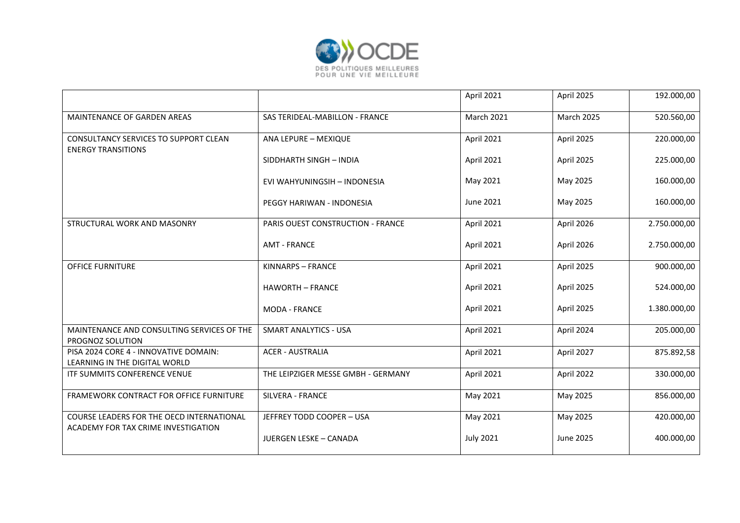|  |  | April 2021 | April 2025 | 192.000,00 |
|---|---|---|---|---|
| MAINTENANCE OF GARDEN AREAS | SAS TERIDEAL-MABILLON - FRANCE | March 2021 | March 2025 | 520.560,00 |
| CONSULTANCY SERVICES TO SUPPORT CLEAN ENERGY TRANSITIONS | ANA LEPURE – MEXIQUE | April 2021 | April 2025 | 220.000,00 |
|  | SIDDHARTH SINGH – INDIA | April 2021 | April 2025 | 225.000,00 |
|  | EVI WAHYUNINGSIH – INDONESIA | May 2021 | May 2025 | 160.000,00 |
|  | PEGGY HARIWAN - INDONESIA | June 2021 | May 2025 | 160.000,00 |
| STRUCTURAL WORK AND MASONRY | PARIS OUEST CONSTRUCTION - FRANCE | April 2021 | April 2026 | 2.750.000,00 |
|  | AMT - FRANCE | April 2021 | April 2026 | 2.750.000,00 |
| OFFICE FURNITURE | KINNARPS – FRANCE | April 2021 | April 2025 | 900.000,00 |
|  | HAWORTH – FRANCE | April 2021 | April 2025 | 524.000,00 |
|  | MODA - FRANCE | April 2021 | April 2025 | 1.380.000,00 |
| MAINTENANCE AND CONSULTING SERVICES OF THE PROGNOZ SOLUTION | SMART ANALYTICS - USA | April 2021 | April 2024 | 205.000,00 |
| PISA 2024 CORE 4 - INNOVATIVE DOMAIN: LEARNING IN THE DIGITAL WORLD | ACER - AUSTRALIA | April 2021 | April 2027 | 875.892,58 |
| ITF SUMMITS CONFERENCE VENUE | THE LEIPZIGER MESSE GMBH - GERMANY | April 2021 | April 2022 | 330.000,00 |
| FRAMEWORK CONTRACT FOR OFFICE FURNITURE | SILVERA - FRANCE | May 2021 | May 2025 | 856.000,00 |
| COURSE LEADERS FOR THE OECD INTERNATIONAL ACADEMY FOR TAX CRIME INVESTIGATION | JEFFREY TODD COOPER – USA | May 2021 | May 2025 | 420.000,00 |
|  | JUERGEN LESKE – CANADA | July 2021 | June 2025 | 400.000,00 |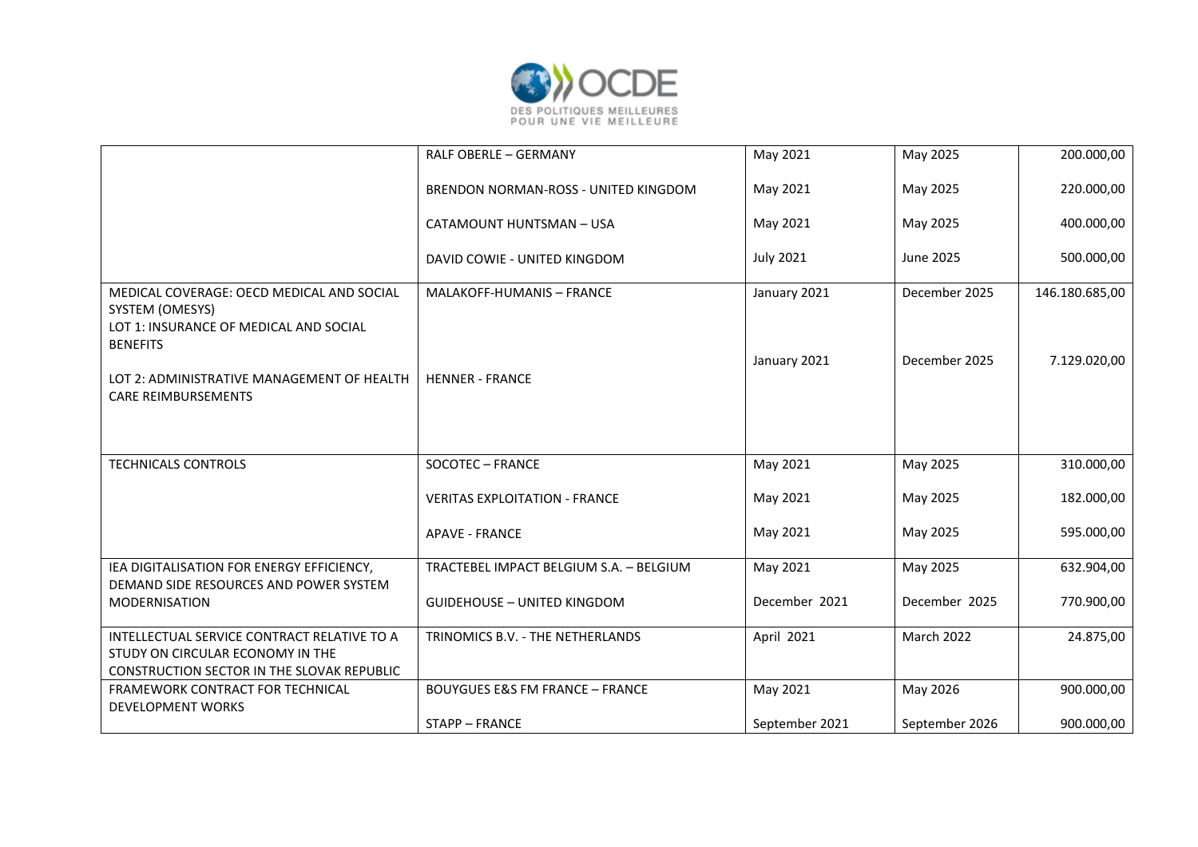| | | | | |
|---|---|---|---|---|
| | RALF OBERLE – GERMANY | May 2021 | May 2025 | 200.000,00 |
| | BRENDON NORMAN-ROSS - UNITED KINGDOM | May 2021 | May 2025 | 220.000,00 |
| | CATAMOUNT HUNTSMAN – USA | May 2021 | May 2025 | 400.000,00 |
| | DAVID COWIE - UNITED KINGDOM | July 2021 | June 2025 | 500.000,00 |
| MEDICAL COVERAGE: OECD MEDICAL AND SOCIAL SYSTEM (OMESYS)<br>LOT 1: INSURANCE OF MEDICAL AND SOCIAL BENEFITS | MALAKOFF-HUMANIS – FRANCE | January 2021 | December 2025 | 146.180.685,00 |
| LOT 2: ADMINISTRATIVE MANAGEMENT OF HEALTH CARE REIMBURSEMENTS | HENNER - FRANCE | January 2021 | December 2025 | 7.129.020,00 |
| TECHNICALS CONTROLS | SOCOTEC – FRANCE | May 2021 | May 2025 | 310.000,00 |
| | VERITAS EXPLOITATION - FRANCE | May 2021 | May 2025 | 182.000,00 |
| | APAVE - FRANCE | May 2021 | May 2025 | 595.000,00 |
| IEA DIGITALISATION FOR ENERGY EFFICIENCY, DEMAND SIDE RESOURCES AND POWER SYSTEM MODERNISATION | TRACTEBEL IMPACT BELGIUM S.A. – BELGIUM | May 2021 | May 2025 | 632.904,00 |
| | GUIDEHOUSE – UNITED KINGDOM | December 2021 | December 2025 | 770.900,00 |
| INTELLECTUAL SERVICE CONTRACT RELATIVE TO A STUDY ON CIRCULAR ECONOMY IN THE CONSTRUCTION SECTOR IN THE SLOVAK REPUBLIC | TRINOMICS B.V. - THE NETHERLANDS | April 2021 | March 2022 | 24.875,00 |
| FRAMEWORK CONTRACT FOR TECHNICAL DEVELOPMENT WORKS | BOUYGUES E&S FM FRANCE – FRANCE | May 2021 | May 2026 | 900.000,00 |
| | STAPP – FRANCE | September 2021 | September 2026 | 900.000,00 |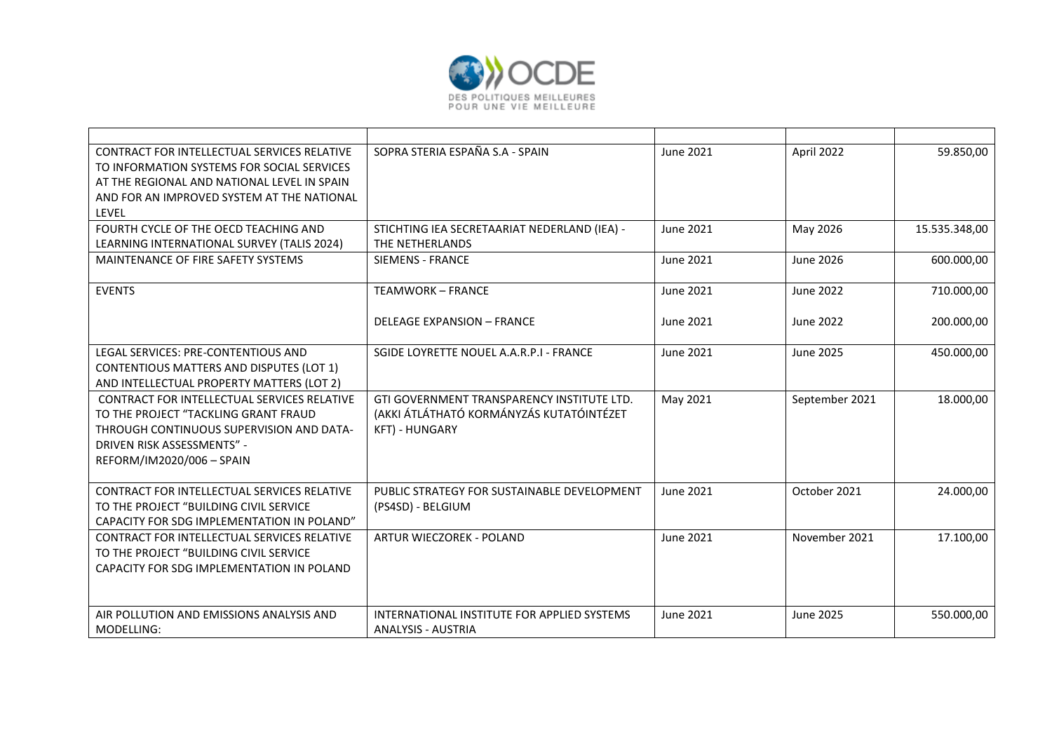| | | | | |
|---|---|---|---|---|
| CONTRACT FOR INTELLECTUAL SERVICES RELATIVE TO INFORMATION SYSTEMS FOR SOCIAL SERVICES AT THE REGIONAL AND NATIONAL LEVEL IN SPAIN AND FOR AN IMPROVED SYSTEM AT THE NATIONAL LEVEL | SOPRA STERIA ESPAÑA S.A - SPAIN | June 2021 | April 2022 | 59.850,00 |
| FOURTH CYCLE OF THE OECD TEACHING AND LEARNING INTERNATIONAL SURVEY (TALIS 2024) | STICHTING IEA SECRETAARIAT NEDERLAND (IEA) - THE NETHERLANDS | June 2021 | May 2026 | 15.535.348,00 |
| MAINTENANCE OF FIRE SAFETY SYSTEMS | SIEMENS - FRANCE | June 2021 | June 2026 | 600.000,00 |
| EVENTS | TEAMWORK – FRANCE | June 2021 | June 2022 | 710.000,00 |
| | DELEAGE EXPANSION – FRANCE | June 2021 | June 2022 | 200.000,00 |
| LEGAL SERVICES: PRE-CONTENTIOUS AND CONTENTIOUS MATTERS AND DISPUTES (LOT 1) AND INTELLECTUAL PROPERTY MATTERS (LOT 2) | SGIDE LOYRETTE NOUEL A.A.R.P.I - FRANCE | June 2021 | June 2025 | 450.000,00 |
| CONTRACT FOR INTELLECTUAL SERVICES RELATIVE TO THE PROJECT "TACKLING GRANT FRAUD THROUGH CONTINUOUS SUPERVISION AND DATA-DRIVEN RISK ASSESSMENTS" - REFORM/IM2020/006 – SPAIN | GTI GOVERNMENT TRANSPARENCY INSTITUTE LTD. (AKKI ÁTLÁTHATÓ KORMÁNYZÁS KUTATÓINTÉZET KFT) - HUNGARY | May 2021 | September 2021 | 18.000,00 |
| CONTRACT FOR INTELLECTUAL SERVICES RELATIVE TO THE PROJECT "BUILDING CIVIL SERVICE CAPACITY FOR SDG IMPLEMENTATION IN POLAND" | PUBLIC STRATEGY FOR SUSTAINABLE DEVELOPMENT (PS4SD) - BELGIUM | June 2021 | October 2021 | 24.000,00 |
| CONTRACT FOR INTELLECTUAL SERVICES RELATIVE TO THE PROJECT "BUILDING CIVIL SERVICE CAPACITY FOR SDG IMPLEMENTATION IN POLAND | ARTUR WIECZOREK - POLAND | June 2021 | November 2021 | 17.100,00 |
| AIR POLLUTION AND EMISSIONS ANALYSIS AND MODELLING: | INTERNATIONAL INSTITUTE FOR APPLIED SYSTEMS ANALYSIS - AUSTRIA | June 2021 | June 2025 | 550.000,00 |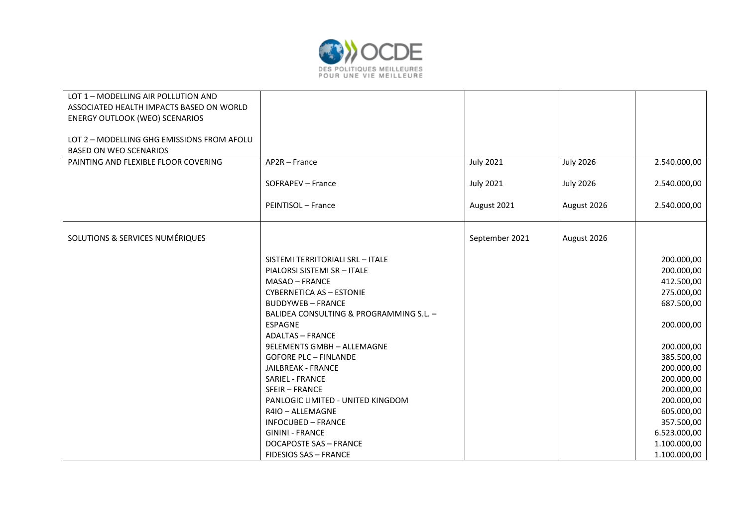| LOT 1 – MODELLING AIR POLLUTION AND ASSOCIATED HEALTH IMPACTS BASED ON WORLD ENERGY OUTLOOK (WEO) SCENARIOS<br><br>LOT 2 – MODELLING GHG EMISSIONS FROM AFOLU BASED ON WEO SCENARIOS | | | | |
|---|---|---|---|---|
| PAINTING AND FLEXIBLE FLOOR COVERING | AP2R – France | July 2021 | July 2026 | 2.540.000,00 |
| | SOFRAPEV – France | July 2021 | July 2026 | 2.540.000,00 |
| | PEINTISOL – France | August 2021 | August 2026 | 2.540.000,00 |
| SOLUTIONS & SERVICES NUMÉRIQUES | | September 2021 | August 2026 | |
| | SISTEMI TERRITORIALI SRL – ITALE | | | 200.000,00 |
| | PIALORSI SISTEMI SR – ITALE | | | 200.000,00 |
| | MASAO – FRANCE | | | 412.500,00 |
| | CYBERNETICA AS – ESTONIE | | | 275.000,00 |
| | BUDDYWEB – FRANCE | | | 687.500,00 |
| | BALIDEA CONSULTING & PROGRAMMING S.L. – ESPAGNE | | | 200.000,00 |
| | ADALTAS – FRANCE | | | |
| | 9ELEMENTS GMBH – ALLEMAGNE | | | 200.000,00 |
| | GOFORE PLC – FINLANDE | | | 385.500,00 |
| | JAILBREAK - FRANCE | | | 200.000,00 |
| | SARIEL - FRANCE | | | 200.000,00 |
| | SFEIR – FRANCE | | | 200.000,00 |
| | PANLOGIC LIMITED - UNITED KINGDOM | | | 200.000,00 |
| | R4IO – ALLEMAGNE | | | 605.000,00 |
| | INFOCUBED – FRANCE | | | 357.500,00 |
| | GININI - FRANCE | | | 6.523.000,00 |
| | DOCAPOSTE SAS – FRANCE | | | 1.100.000,00 |
| | FIDESIOS SAS – FRANCE | | | 1.100.000,00 |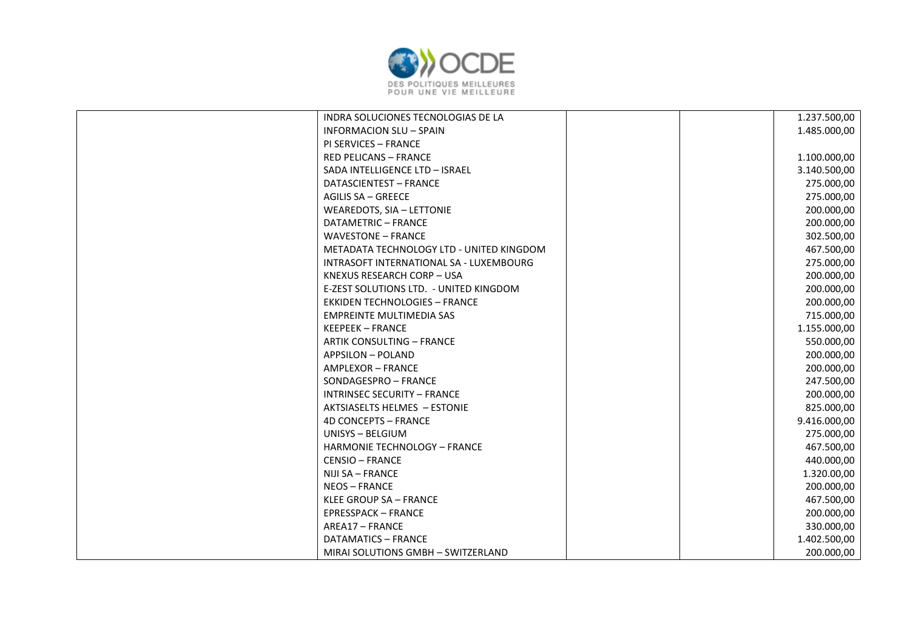| | | | | |
|---|---|---|---|---|
| | INDRA SOLUCIONES TECNOLOGIAS DE LA | | | 1.237.500,00 |
| | INFORMACION SLU – SPAIN | | | 1.485.000,00 |
| | PI SERVICES – FRANCE | | | |
| | RED PELICANS – FRANCE | | | 1.100.000,00 |
| | SADA INTELLIGENCE LTD – ISRAEL | | | 3.140.500,00 |
| | DATASCIENTEST – FRANCE | | | 275.000,00 |
| | AGILIS SA – GREECE | | | 275.000,00 |
| | WEAREDOTS, SIA – LETTONIE | | | 200.000,00 |
| | DATAMETRIC – FRANCE | | | 200.000,00 |
| | WAVESTONE – FRANCE | | | 302.500,00 |
| | METADATA TECHNOLOGY LTD - UNITED KINGDOM | | | 467.500,00 |
| | INTRASOFT INTERNATIONAL SA - LUXEMBOURG | | | 275.000,00 |
| | KNEXUS RESEARCH CORP – USA | | | 200.000,00 |
| | E-ZEST SOLUTIONS LTD. - UNITED KINGDOM | | | 200.000,00 |
| | EKKIDEN TECHNOLOGIES – FRANCE | | | 200.000,00 |
| | EMPREINTE MULTIMEDIA SAS | | | 715.000,00 |
| | KEEPEEK – FRANCE | | | 1.155.000,00 |
| | ARTIK CONSULTING – FRANCE | | | 550.000,00 |
| | APPSILON – POLAND | | | 200.000,00 |
| | AMPLEXOR – FRANCE | | | 200.000,00 |
| | SONDAGESPRO – FRANCE | | | 247.500,00 |
| | INTRINSEC SECURITY – FRANCE | | | 200.000,00 |
| | AKTSIASELTS HELMES – ESTONIE | | | 825.000,00 |
| | 4D CONCEPTS – FRANCE | | | 9.416.000,00 |
| | UNISYS – BELGIUM | | | 275.000,00 |
| | HARMONIE TECHNOLOGY – FRANCE | | | 467.500,00 |
| | CENSIO – FRANCE | | | 440.000,00 |
| | NIJI SA – FRANCE | | | 1.320.00,00 |
| | NEOS – FRANCE | | | 200.000,00 |
| | KLEE GROUP SA – FRANCE | | | 467.500,00 |
| | EPRESSPACK – FRANCE | | | 200.000,00 |
| | AREA17 – FRANCE | | | 330.000,00 |
| | DATAMATICS – FRANCE | | | 1.402.500,00 |
| | MIRAI SOLUTIONS GMBH – SWITZERLAND | | | 200.000,00 |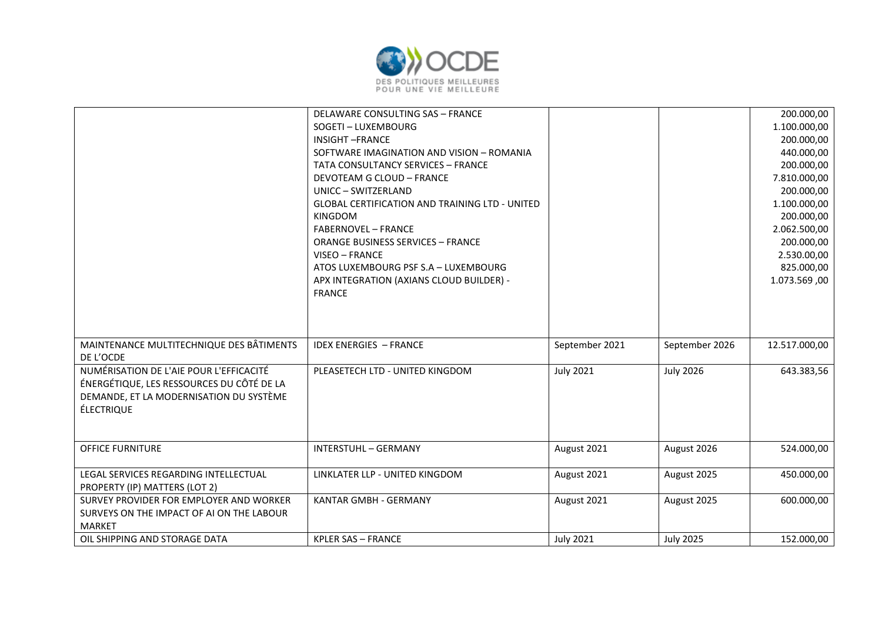| | | | | |
|---|---|---|---|---|
| | DELAWARE CONSULTING SAS – FRANCE<br>SOGETI – LUXEMBOURG<br>INSIGHT –FRANCE<br>SOFTWARE IMAGINATION AND VISION – ROMANIA<br>TATA CONSULTANCY SERVICES – FRANCE<br>DEVOTEAM G CLOUD – FRANCE<br>UNICC – SWITZERLAND<br>GLOBAL CERTIFICATION AND TRAINING LTD - UNITED KINGDOM<br>FABERNOVEL – FRANCE<br>ORANGE BUSINESS SERVICES – FRANCE<br>VISEO – FRANCE<br>ATOS LUXEMBOURG PSF S.A – LUXEMBOURG<br>APX INTEGRATION (AXIANS CLOUD BUILDER) - FRANCE | | | 200.000,00<br>1.100.000,00<br>200.000,00<br>440.000,00<br>200.000,00<br>7.810.000,00<br>200.000,00<br>1.100.000,00<br>200.000,00<br>2.062.500,00<br>200.000,00<br>2.530.00,00<br>825.000,00<br>1.073.569 ,00 |
| MAINTENANCE MULTITECHNIQUE DES BÂTIMENTS DE L'OCDE | IDEX ENERGIES – FRANCE | September 2021 | September 2026 | 12.517.000,00 |
| NUMÉRISATION DE L'AIE POUR L'EFFICACITÉ ÉNERGÉTIQUE, LES RESSOURCES DU CÔTÉ DE LA DEMANDE, ET LA MODERNISATION DU SYSTÈME ÉLECTRIQUE | PLEASETECH LTD - UNITED KINGDOM | July 2021 | July 2026 | 643.383,56 |
| OFFICE FURNITURE | INTERSTUHL – GERMANY | August 2021 | August 2026 | 524.000,00 |
| LEGAL SERVICES REGARDING INTELLECTUAL PROPERTY (IP) MATTERS (LOT 2) | LINKLATER LLP - UNITED KINGDOM | August 2021 | August 2025 | 450.000,00 |
| SURVEY PROVIDER FOR EMPLOYER AND WORKER SURVEYS ON THE IMPACT OF AI ON THE LABOUR MARKET | KANTAR GMBH - GERMANY | August 2021 | August 2025 | 600.000,00 |
| OIL SHIPPING AND STORAGE DATA | KPLER SAS – FRANCE | July 2021 | July 2025 | 152.000,00 |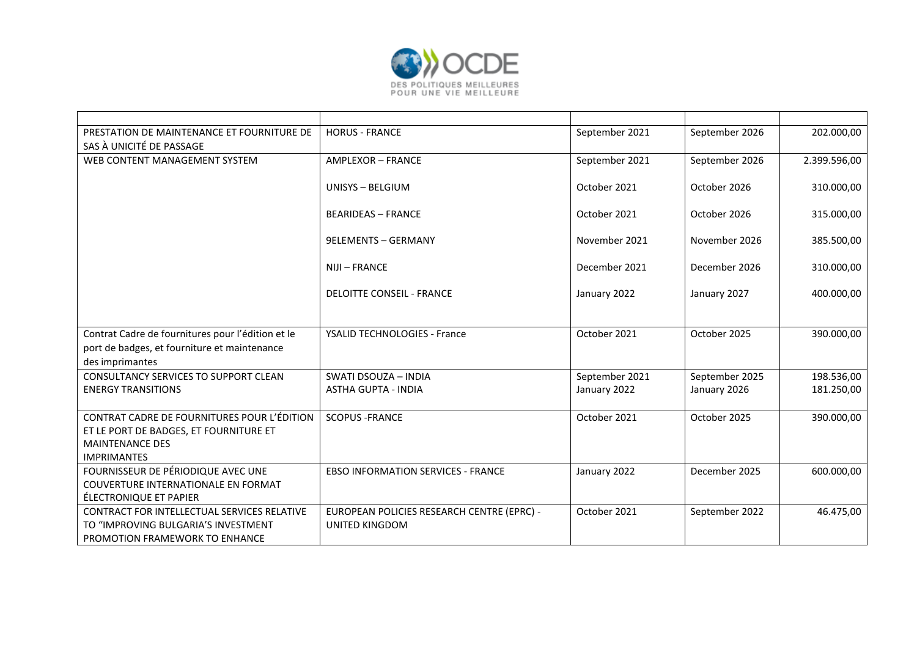| | | | | |
|---|---|---|---|---|
| PRESTATION DE MAINTENANCE ET FOURNITURE DE SAS À UNICITÉ DE PASSAGE | HORUS - FRANCE | September 2021 | September 2026 | 202.000,00 |
| WEB CONTENT MANAGEMENT SYSTEM | AMPLEXOR – FRANCE | September 2021 | September 2026 | 2.399.596,00 |
| | UNISYS – BELGIUM | October 2021 | October 2026 | 310.000,00 |
| | BEARIDEAS – FRANCE | October 2021 | October 2026 | 315.000,00 |
| | 9ELEMENTS – GERMANY | November 2021 | November 2026 | 385.500,00 |
| | NIJI – FRANCE | December 2021 | December 2026 | 310.000,00 |
| | DELOITTE CONSEIL - FRANCE | January 2022 | January 2027 | 400.000,00 |
| Contrat Cadre de fournitures pour l'édition et le port de badges, et fourniture et maintenance des imprimantes | YSALID TECHNOLOGIES - France | October 2021 | October 2025 | 390.000,00 |
| CONSULTANCY SERVICES TO SUPPORT CLEAN ENERGY TRANSITIONS | SWATI DSOUZA – INDIA<br>ASTHA GUPTA - INDIA | September 2021<br>January 2022 | September 2025<br>January 2026 | 198.536,00<br>181.250,00 |
| CONTRAT CADRE DE FOURNITURES POUR L'ÉDITION ET LE PORT DE BADGES, ET FOURNITURE ET MAINTENANCE DES IMPRIMANTES | SCOPUS -FRANCE | October 2021 | October 2025 | 390.000,00 |
| FOURNISSEUR DE PÉRIODIQUE AVEC UNE COUVERTURE INTERNATIONALE EN FORMAT ÉLECTRONIQUE ET PAPIER | EBSO INFORMATION SERVICES - FRANCE | January 2022 | December 2025 | 600.000,00 |
| CONTRACT FOR INTELLECTUAL SERVICES RELATIVE TO "IMPROVING BULGARIA'S INVESTMENT PROMOTION FRAMEWORK TO ENHANCE | EUROPEAN POLICIES RESEARCH CENTRE (EPRC) - UNITED KINGDOM | October 2021 | September 2022 | 46.475,00 |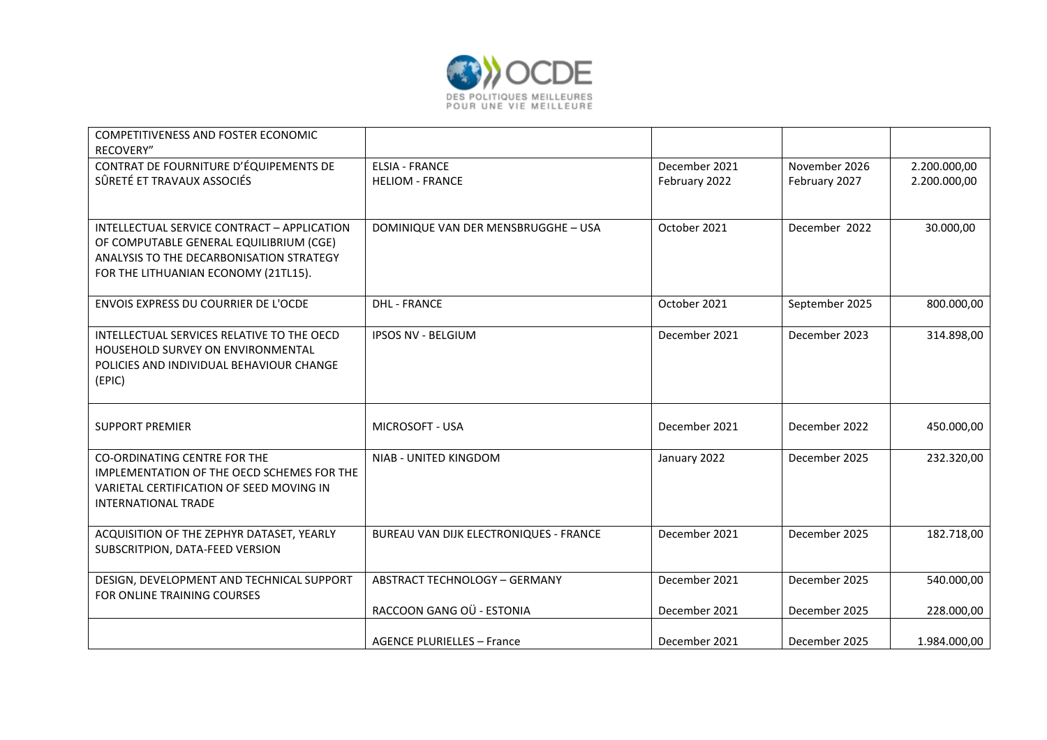| | | | | |
|---|---|---|---|---|
| COMPETITIVENESS AND FOSTER ECONOMIC RECOVERY" | | | | |
| CONTRAT DE FOURNITURE D'ÉQUIPEMENTS DE SÛRETÉ ET TRAVAUX ASSOCIÉS | ELSIA - FRANCE<br>HELIOM - FRANCE | December 2021<br>February 2022 | November 2026<br>February 2027 | 2.200.000,00<br>2.200.000,00 |
| INTELLECTUAL SERVICE CONTRACT – APPLICATION OF COMPUTABLE GENERAL EQUILIBRIUM (CGE) ANALYSIS TO THE DECARBONISATION STRATEGY FOR THE LITHUANIAN ECONOMY (21TL15). | DOMINIQUE VAN DER MENSBRUGGHE – USA | October 2021 | December 2022 | 30.000,00 |
| ENVOIS EXPRESS DU COURRIER DE L'OCDE | DHL - FRANCE | October 2021 | September 2025 | 800.000,00 |
| INTELLECTUAL SERVICES RELATIVE TO THE OECD HOUSEHOLD SURVEY ON ENVIRONMENTAL POLICIES AND INDIVIDUAL BEHAVIOUR CHANGE (EPIC) | IPSOS NV - BELGIUM | December 2021 | December 2023 | 314.898,00 |
| SUPPORT PREMIER | MICROSOFT - USA | December 2021 | December 2022 | 450.000,00 |
| CO-ORDINATING CENTRE FOR THE IMPLEMENTATION OF THE OECD SCHEMES FOR THE VARIETAL CERTIFICATION OF SEED MOVING IN INTERNATIONAL TRADE | NIAB - UNITED KINGDOM | January 2022 | December 2025 | 232.320,00 |
| ACQUISITION OF THE ZEPHYR DATASET, YEARLY SUBSCRITPION, DATA-FEED VERSION | BUREAU VAN DIJK ELECTRONIQUES - FRANCE | December 2021 | December 2025 | 182.718,00 |
| DESIGN, DEVELOPMENT AND TECHNICAL SUPPORT FOR ONLINE TRAINING COURSES | ABSTRACT TECHNOLOGY – GERMANY<br>RACCOON GANG OÜ - ESTONIA | December 2021<br>December 2021 | December 2025<br>December 2025 | 540.000,00<br>228.000,00 |
| | AGENCE PLURIELLES – France | December 2021 | December 2025 | 1.984.000,00 |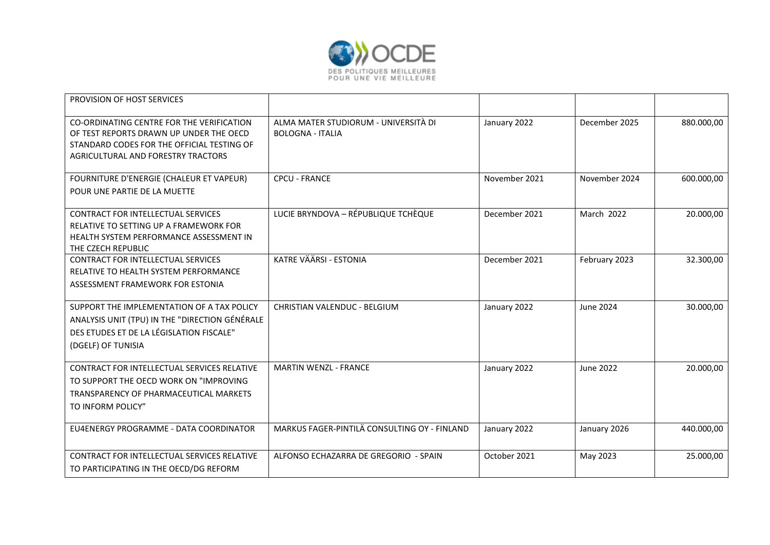| PROVISION OF HOST SERVICES | | | | |
|---|---|---|---|---|
| CO-ORDINATING CENTRE FOR THE VERIFICATION OF TEST REPORTS DRAWN UP UNDER THE OECD STANDARD CODES FOR THE OFFICIAL TESTING OF AGRICULTURAL AND FORESTRY TRACTORS | ALMA MATER STUDIORUM - UNIVERSITÀ DI BOLOGNA - ITALIA | January 2022 | December 2025 | 880.000,00 |
| FOURNITURE D'ENERGIE (CHALEUR ET VAPEUR) POUR UNE PARTIE DE LA MUETTE | CPCU - FRANCE | November 2021 | November 2024 | 600.000,00 |
| CONTRACT FOR INTELLECTUAL SERVICES RELATIVE TO SETTING UP A FRAMEWORK FOR HEALTH SYSTEM PERFORMANCE ASSESSMENT IN THE CZECH REPUBLIC | LUCIE BRYNDOVA – RÉPUBLIQUE TCHÈQUE | December 2021 | March 2022 | 20.000,00 |
| CONTRACT FOR INTELLECTUAL SERVICES RELATIVE TO HEALTH SYSTEM PERFORMANCE ASSESSMENT FRAMEWORK FOR ESTONIA | KATRE VÄÄRSI - ESTONIA | December 2021 | February 2023 | 32.300,00 |
| SUPPORT THE IMPLEMENTATION OF A TAX POLICY ANALYSIS UNIT (TPU) IN THE "DIRECTION GÉNÉRALE DES ETUDES ET DE LA LÉGISLATION FISCALE" (DGELF) OF TUNISIA | CHRISTIAN VALENDUC - BELGIUM | January 2022 | June 2024 | 30.000,00 |
| CONTRACT FOR INTELLECTUAL SERVICES RELATIVE TO SUPPORT THE OECD WORK ON "IMPROVING TRANSPARENCY OF PHARMACEUTICAL MARKETS TO INFORM POLICY" | MARTIN WENZL - FRANCE | January 2022 | June 2022 | 20.000,00 |
| EU4ENERGY PROGRAMME - DATA COORDINATOR | MARKUS FAGER-PINTILÄ CONSULTING OY - FINLAND | January 2022 | January 2026 | 440.000,00 |
| CONTRACT FOR INTELLECTUAL SERVICES RELATIVE TO PARTICIPATING IN THE OECD/DG REFORM | ALFONSO ECHAZARRA DE GREGORIO - SPAIN | October 2021 | May 2023 | 25.000,00 |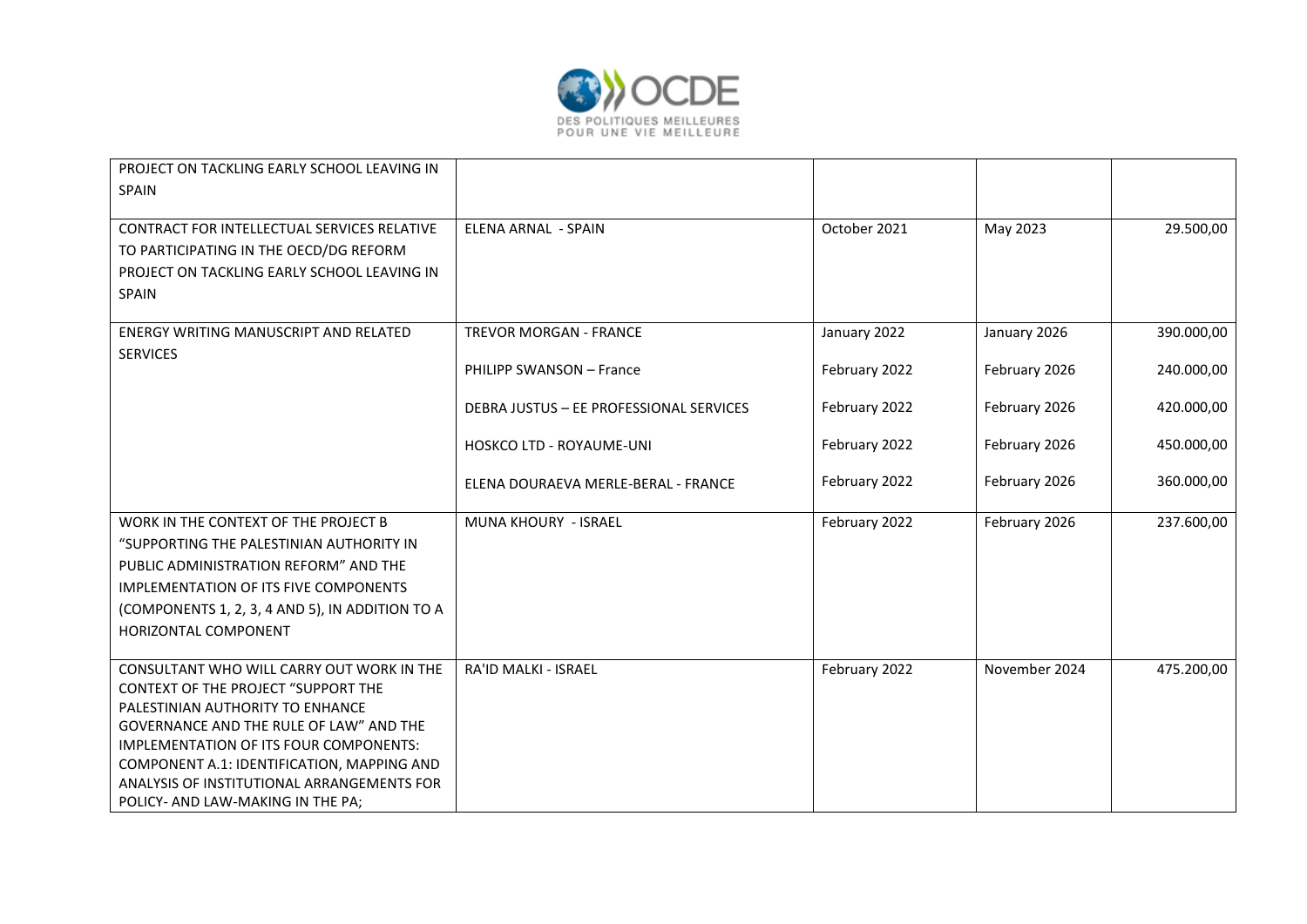| | | | | |
|---|---|---|---|---|
| PROJECT ON TACKLING EARLY SCHOOL LEAVING IN SPAIN | | | | |
| CONTRACT FOR INTELLECTUAL SERVICES RELATIVE TO PARTICIPATING IN THE OECD/DG REFORM PROJECT ON TACKLING EARLY SCHOOL LEAVING IN SPAIN | ELENA ARNAL - SPAIN | October 2021 | May 2023 | 29.500,00 |
| ENERGY WRITING MANUSCRIPT AND RELATED SERVICES | TREVOR MORGAN - FRANCE | January 2022 | January 2026 | 390.000,00 |
| | PHILIPP SWANSON – France | February 2022 | February 2026 | 240.000,00 |
| | DEBRA JUSTUS – EE PROFESSIONAL SERVICES | February 2022 | February 2026 | 420.000,00 |
| | HOSKCO LTD - ROYAUME-UNI | February 2022 | February 2026 | 450.000,00 |
| | ELENA DOURAEVA MERLE-BERAL - FRANCE | February 2022 | February 2026 | 360.000,00 |
| WORK IN THE CONTEXT OF THE PROJECT B "SUPPORTING THE PALESTINIAN AUTHORITY IN PUBLIC ADMINISTRATION REFORM" AND THE IMPLEMENTATION OF ITS FIVE COMPONENTS (COMPONENTS 1, 2, 3, 4 AND 5), IN ADDITION TO A HORIZONTAL COMPONENT | MUNA KHOURY - ISRAEL | February 2022 | February 2026 | 237.600,00 |
| CONSULTANT WHO WILL CARRY OUT WORK IN THE CONTEXT OF THE PROJECT "SUPPORT THE PALESTINIAN AUTHORITY TO ENHANCE GOVERNANCE AND THE RULE OF LAW" AND THE IMPLEMENTATION OF ITS FOUR COMPONENTS: COMPONENT A.1: IDENTIFICATION, MAPPING AND ANALYSIS OF INSTITUTIONAL ARRANGEMENTS FOR POLICY- AND LAW-MAKING IN THE PA; | RA'ID MALKI - ISRAEL | February 2022 | November 2024 | 475.200,00 |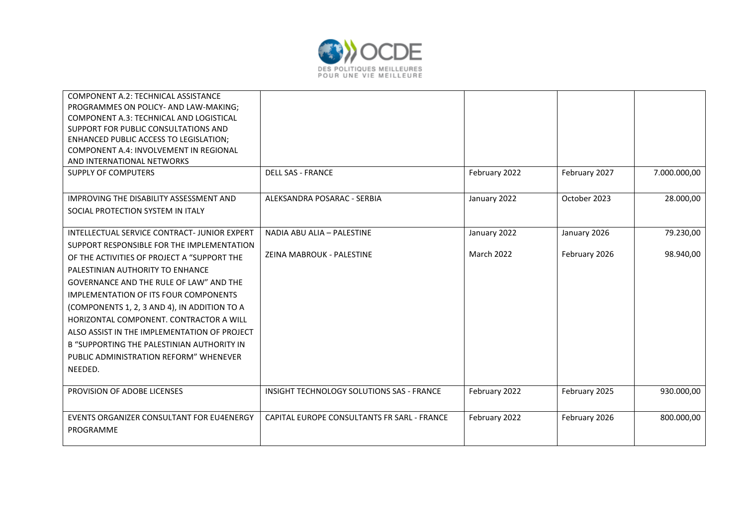| | | | | |
|---|---|---|---|---|
| COMPONENT A.2: TECHNICAL ASSISTANCE PROGRAMMES ON POLICY- AND LAW-MAKING; COMPONENT A.3: TECHNICAL AND LOGISTICAL SUPPORT FOR PUBLIC CONSULTATIONS AND ENHANCED PUBLIC ACCESS TO LEGISLATION; COMPONENT A.4: INVOLVEMENT IN REGIONAL AND INTERNATIONAL NETWORKS | | | | |
| SUPPLY OF COMPUTERS | DELL SAS - FRANCE | February 2022 | February 2027 | 7.000.000,00 |
| IMPROVING THE DISABILITY ASSESSMENT AND SOCIAL PROTECTION SYSTEM IN ITALY | ALEKSANDRA POSARAC - SERBIA | January 2022 | October 2023 | 28.000,00 |
| INTELLECTUAL SERVICE CONTRACT- JUNIOR EXPERT SUPPORT RESPONSIBLE FOR THE IMPLEMENTATION OF THE ACTIVITIES OF PROJECT A "SUPPORT THE PALESTINIAN AUTHORITY TO ENHANCE GOVERNANCE AND THE RULE OF LAW" AND THE IMPLEMENTATION OF ITS FOUR COMPONENTS (COMPONENTS 1, 2, 3 AND 4), IN ADDITION TO A HORIZONTAL COMPONENT. CONTRACTOR A WILL ALSO ASSIST IN THE IMPLEMENTATION OF PROJECT B "SUPPORTING THE PALESTINIAN AUTHORITY IN PUBLIC ADMINISTRATION REFORM" WHENEVER NEEDED. | NADIA ABU ALIA – PALESTINE<br><br>ZEINA MABROUK - PALESTINE | January 2022<br><br>March 2022 | January 2026<br><br>February 2026 | 79.230,00<br><br>98.940,00 |
| PROVISION OF ADOBE LICENSES | INSIGHT TECHNOLOGY SOLUTIONS SAS - FRANCE | February 2022 | February 2025 | 930.000,00 |
| EVENTS ORGANIZER CONSULTANT FOR EU4ENERGY PROGRAMME | CAPITAL EUROPE CONSULTANTS FR SARL - FRANCE | February 2022 | February 2026 | 800.000,00 |